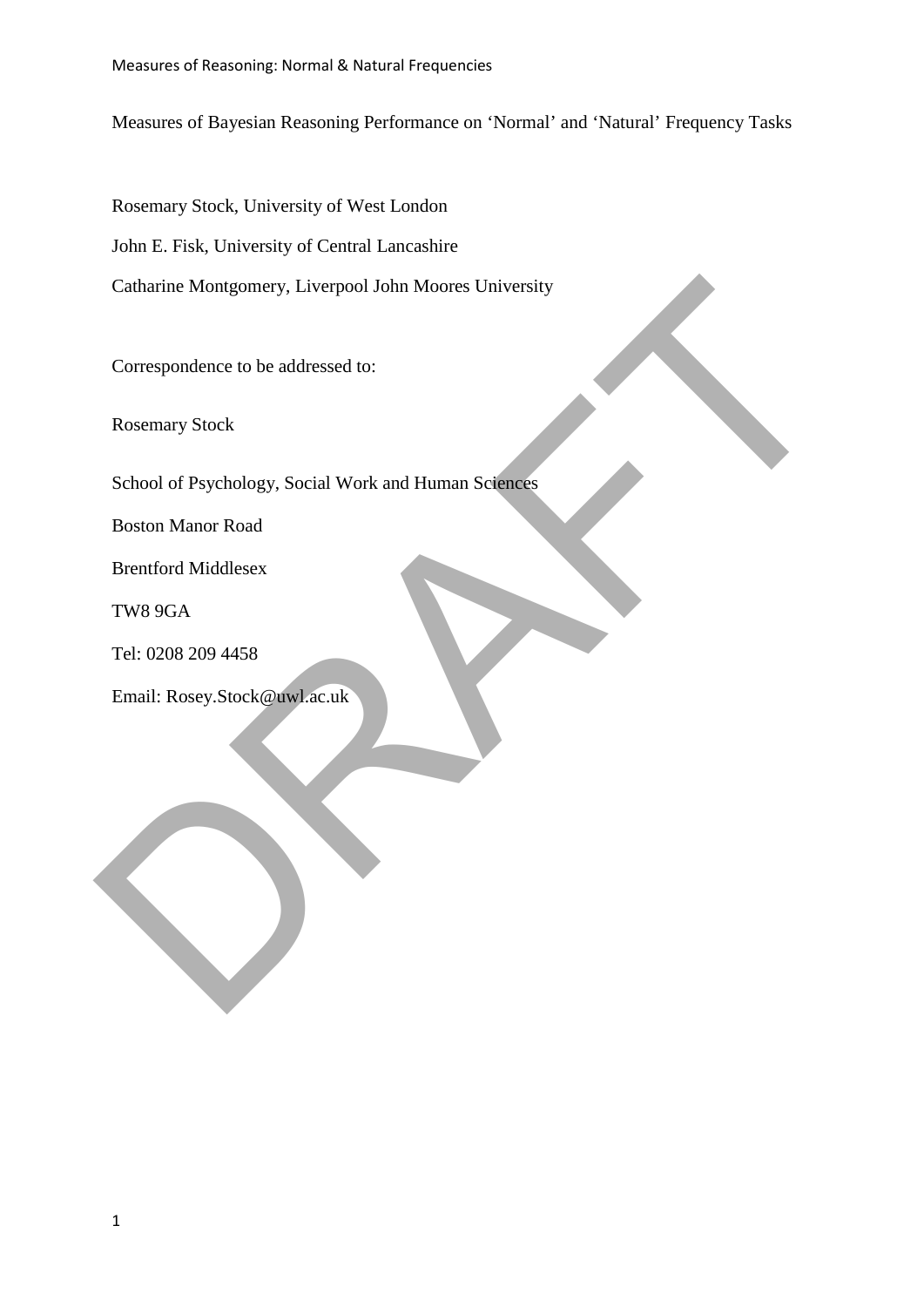Measures of Bayesian Reasoning Performance on ‘Normal’ and ‘Natural’ Frequency Tasks

Rosemary Stock, University of West London

John E. Fisk, University of Central Lancashire

Catharine Montgomery, Liverpool John Moores University

Correspondence to be addressed to:

Rosemary Stock

School of Psychology, Social Work and Human Sciences

Boston Manor Road

Brentford Middlesex

TW8 9GA

Tel: 0208 209 4458

Email: Rosey.Stock@uwl.ac.uk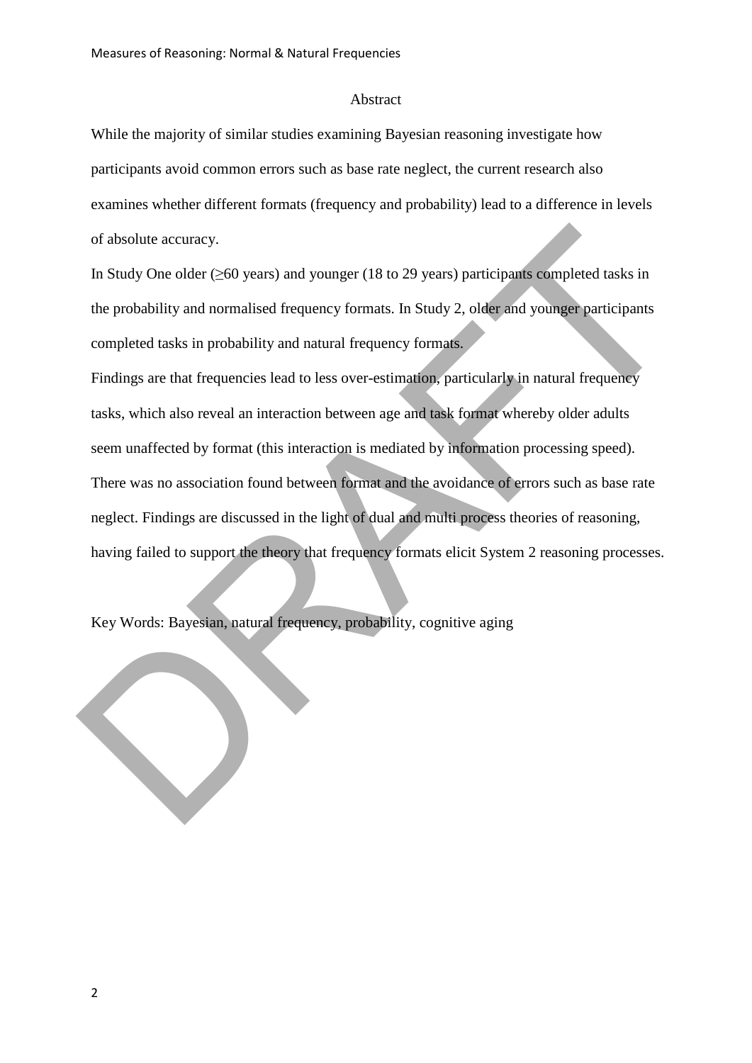# Abstract

While the majority of similar studies examining Bayesian reasoning investigate how participants avoid common errors such as base rate neglect, the current research also examines whether different formats (frequency and probability) lead to a difference in levels of absolute accuracy.

In Study One older (≥60 years) and younger (18 to 29 years) participants completed tasks in the probability and normalised frequency formats. In Study 2, older and younger participants completed tasks in probability and natural frequency formats.

Findings are that frequencies lead to less over-estimation, particularly in natural frequency tasks, which also reveal an interaction between age and task format whereby older adults seem unaffected by format (this interaction is mediated by information processing speed). There was no association found between format and the avoidance of errors such as base rate neglect. Findings are discussed in the light of dual and multi process theories of reasoning, having failed to support the theory that frequency formats elicit System 2 reasoning processes.

Key Words: Bayesian, natural frequency, probability, cognitive aging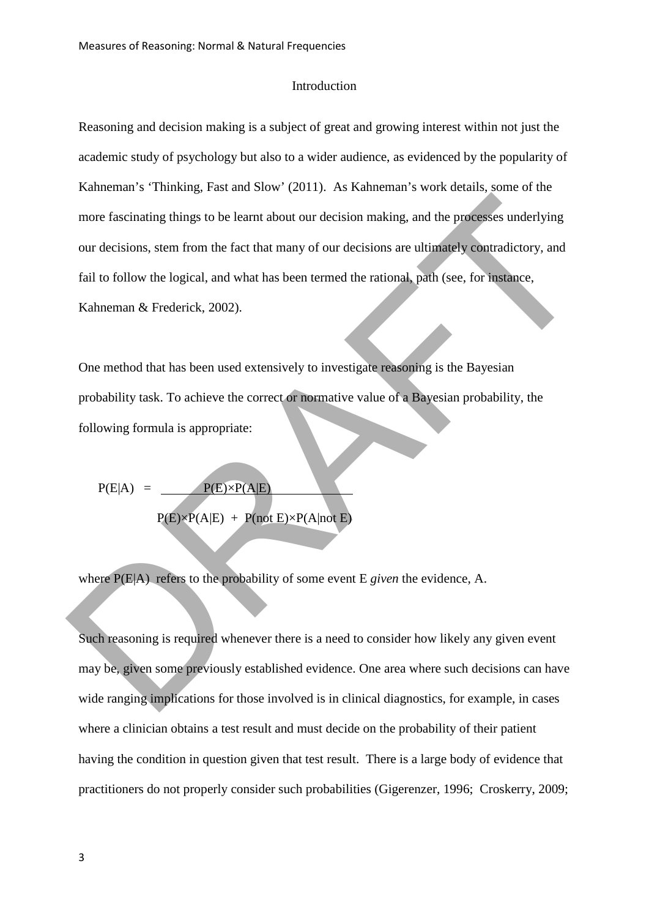## Introduction

Reasoning and decision making is a subject of great and growing interest within not just the academic study of psychology but also to a wider audience, as evidenced by the popularity of Kahneman's 'Thinking, Fast and Slow' (2011). As Kahneman's work details, some of the more fascinating things to be learnt about our decision making, and the processes underlying our decisions, stem from the fact that many of our decisions are ultimately contradictory, and fail to follow the logical, and what has been termed the rational, path (see, for instance, Kahneman & Frederick, 2002).

One method that has been used extensively to investigate reasoning is the Bayesian probability task. To achieve the correct or normative value of a Bayesian probability, the following formula is appropriate:

$$P(E|A) = \frac{P(E)\times P(A|E)}{P(E)\times P(A|E) + P(\text{not } E)\times P(A|\text{not } E)}$$

where $P(E|A)$ refers to the probability of some event E *given* the evidence, A.

Such reasoning is required whenever there is a need to consider how likely any given event may be, given some previously established evidence. One area where such decisions can have wide ranging implications for those involved is in clinical diagnostics, for example, in cases where a clinician obtains a test result and must decide on the probability of their patient having the condition in question given that test result. There is a large body of evidence that practitioners do not properly consider such probabilities (Gigerenzer, 1996; Croskerry, 2009;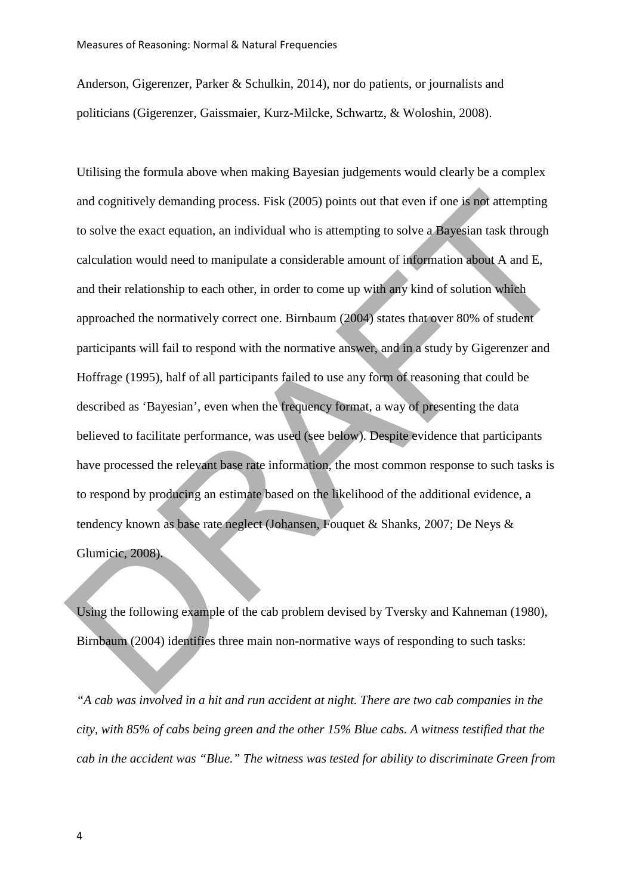Anderson, Gigerenzer, Parker & Schulkin, 2014), nor do patients, or journalists and politicians (Gigerenzer, Gaissmaier, Kurz-Milcke, Schwartz, & Woloshin, 2008).

Utilising the formula above when making Bayesian judgements would clearly be a complex and cognitively demanding process. Fisk (2005) points out that even if one is not attempting to solve the exact equation, an individual who is attempting to solve a Bayesian task through calculation would need to manipulate a considerable amount of information about A and E, and their relationship to each other, in order to come up with any kind of solution which approached the normatively correct one. Birnbaum (2004) states that over 80% of student participants will fail to respond with the normative answer, and in a study by Gigerenzer and Hoffrage (1995), half of all participants failed to use any form of reasoning that could be described as 'Bayesian', even when the frequency format, a way of presenting the data believed to facilitate performance, was used (see below). Despite evidence that participants have processed the relevant base rate information, the most common response to such tasks is to respond by producing an estimate based on the likelihood of the additional evidence, a tendency known as base rate neglect (Johansen, Fouquet & Shanks, 2007; De Neys & Glumicic, 2008).

Using the following example of the cab problem devised by Tversky and Kahneman (1980), Birnbaum (2004) identifies three main non-normative ways of responding to such tasks:

*"A cab was involved in a hit and run accident at night. There are two cab companies in the city, with 85% of cabs being green and the other 15% Blue cabs. A witness testified that the cab in the accident was "Blue." The witness was tested for ability to discriminate Green from*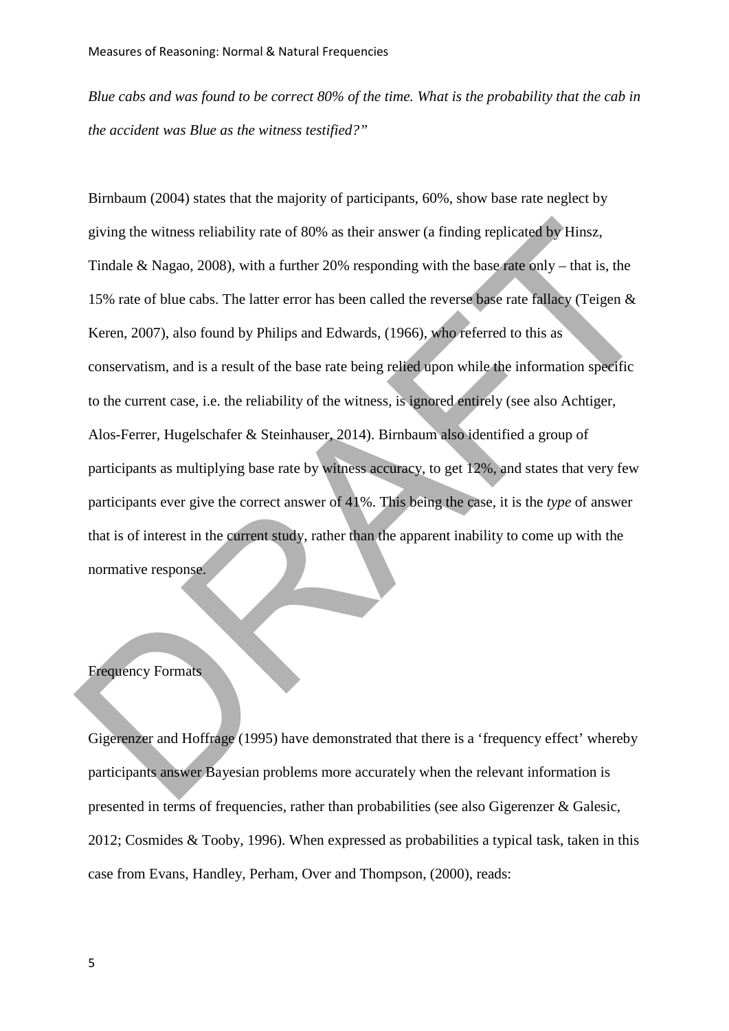*Blue cabs and was found to be correct 80% of the time. What is the probability that the cab in the accident was Blue as the witness testified?"*

Birnbaum (2004) states that the majority of participants, 60%, show base rate neglect by giving the witness reliability rate of 80% as their answer (a finding replicated by Hinsz, Tindale & Nagao, 2008), with a further 20% responding with the base rate only – that is, the 15% rate of blue cabs. The latter error has been called the reverse base rate fallacy (Teigen & Keren, 2007), also found by Philips and Edwards, (1966), who referred to this as conservatism, and is a result of the base rate being relied upon while the information specific to the current case, i.e. the reliability of the witness, is ignored entirely (see also Achtiger, Alos-Ferrer, Hugelschafer & Steinhauser, 2014). Birnbaum also identified a group of participants as multiplying base rate by witness accuracy, to get 12%, and states that very few participants ever give the correct answer of 41%. This being the case, it is the *type* of answer that is of interest in the current study, rather than the apparent inability to come up with the normative response.

## Frequency Formats

Gigerenzer and Hoffrage (1995) have demonstrated that there is a 'frequency effect' whereby participants answer Bayesian problems more accurately when the relevant information is presented in terms of frequencies, rather than probabilities (see also Gigerenzer & Galesic, 2012; Cosmides & Tooby, 1996). When expressed as probabilities a typical task, taken in this case from Evans, Handley, Perham, Over and Thompson, (2000), reads: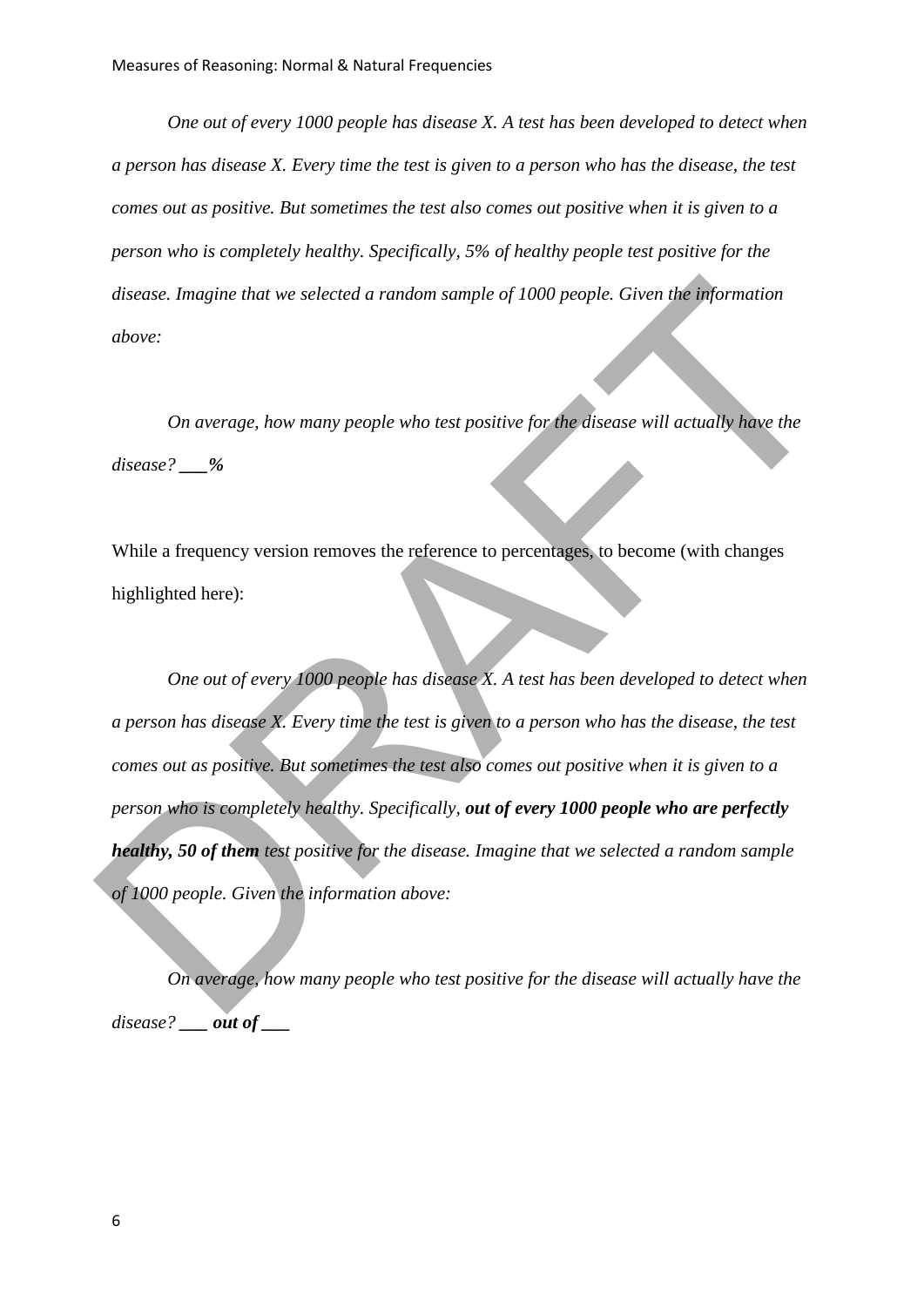*One out of every 1000 people has disease X. A test has been developed to detect when a person has disease X. Every time the test is given to a person who has the disease, the test comes out as positive. But sometimes the test also comes out positive when it is given to a person who is completely healthy. Specifically, 5% of healthy people test positive for the disease. Imagine that we selected a random sample of 1000 people. Given the information above:*

*On average, how many people who test positive for the disease will actually have the disease? **___%***

While a frequency version removes the reference to percentages, to become (with changes highlighted here):

*One out of every 1000 people has disease X. A test has been developed to detect when a person has disease X. Every time the test is given to a person who has the disease, the test comes out as positive. But sometimes the test also comes out positive when it is given to a person who is completely healthy. Specifically, **out of every 1000 people who are perfectly healthy, 50 of them** test positive for the disease. Imagine that we selected a random sample of 1000 people. Given the information above:*

*On average, how many people who test positive for the disease will actually have the disease? **___ out of ___***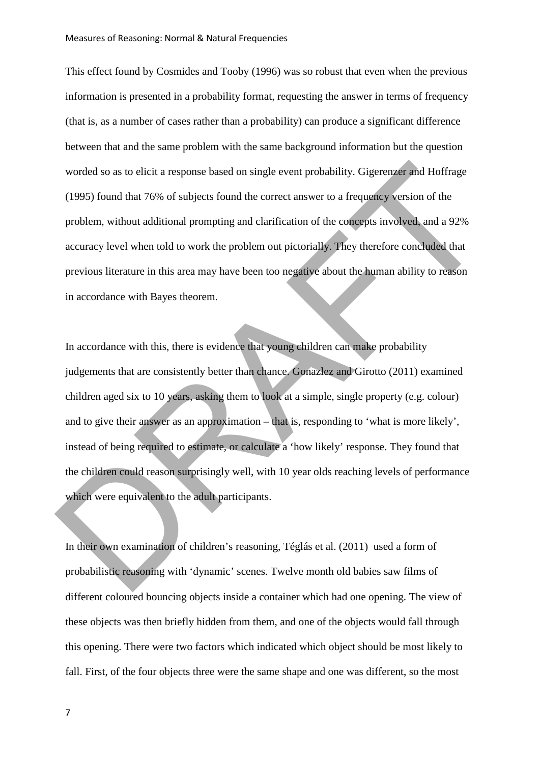This effect found by Cosmides and Tooby (1996) was so robust that even when the previous information is presented in a probability format, requesting the answer in terms of frequency (that is, as a number of cases rather than a probability) can produce a significant difference between that and the same problem with the same background information but the question worded so as to elicit a response based on single event probability. Gigerenzer and Hoffrage (1995) found that 76% of subjects found the correct answer to a frequency version of the problem, without additional prompting and clarification of the concepts involved, and a 92% accuracy level when told to work the problem out pictorially. They therefore concluded that previous literature in this area may have been too negative about the human ability to reason in accordance with Bayes theorem.

In accordance with this, there is evidence that young children can make probability judgements that are consistently better than chance. Gonazlez and Girotto (2011) examined children aged six to 10 years, asking them to look at a simple, single property (e.g. colour) and to give their answer as an approximation – that is, responding to 'what is more likely', instead of being required to estimate, or calculate a 'how likely' response. They found that the children could reason surprisingly well, with 10 year olds reaching levels of performance which were equivalent to the adult participants.

In their own examination of children's reasoning, Téglás et al. (2011) used a form of probabilistic reasoning with 'dynamic' scenes. Twelve month old babies saw films of different coloured bouncing objects inside a container which had one opening. The view of these objects was then briefly hidden from them, and one of the objects would fall through this opening. There were two factors which indicated which object should be most likely to fall. First, of the four objects three were the same shape and one was different, so the most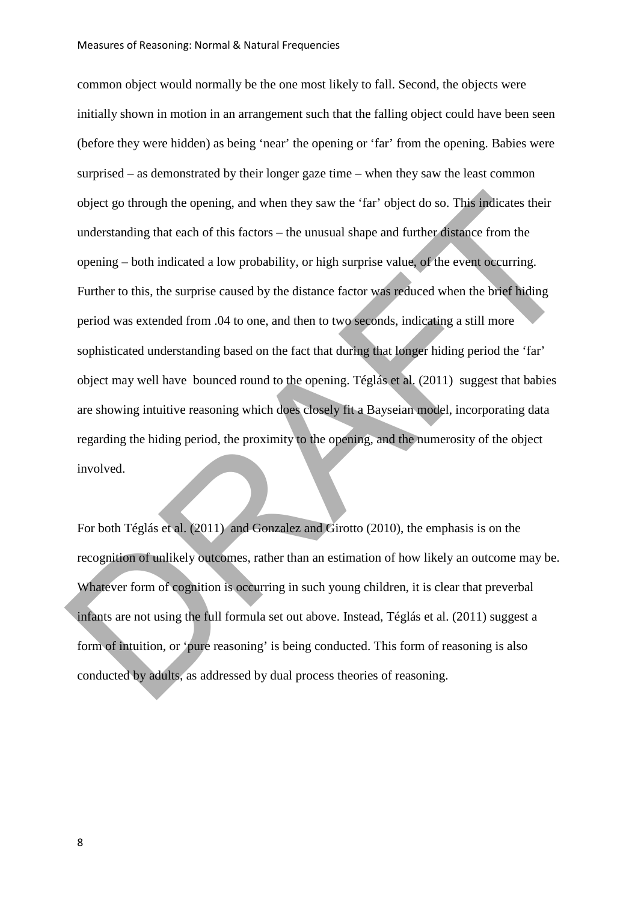common object would normally be the one most likely to fall. Second, the objects were initially shown in motion in an arrangement such that the falling object could have been seen (before they were hidden) as being 'near' the opening or 'far' from the opening. Babies were surprised – as demonstrated by their longer gaze time – when they saw the least common object go through the opening, and when they saw the 'far' object do so. This indicates their understanding that each of this factors – the unusual shape and further distance from the opening – both indicated a low probability, or high surprise value, of the event occurring. Further to this, the surprise caused by the distance factor was reduced when the brief hiding period was extended from .04 to one, and then to two seconds, indicating a still more sophisticated understanding based on the fact that during that longer hiding period the 'far' object may well have bounced round to the opening. Téglás et al. (2011) suggest that babies are showing intuitive reasoning which does closely fit a Bayseian model, incorporating data regarding the hiding period, the proximity to the opening, and the numerosity of the object involved.

For both Téglás et al. (2011) and Gonzalez and Girotto (2010), the emphasis is on the recognition of unlikely outcomes, rather than an estimation of how likely an outcome may be. Whatever form of cognition is occurring in such young children, it is clear that preverbal infants are not using the full formula set out above. Instead, Téglás et al. (2011) suggest a form of intuition, or 'pure reasoning' is being conducted. This form of reasoning is also conducted by adults, as addressed by dual process theories of reasoning.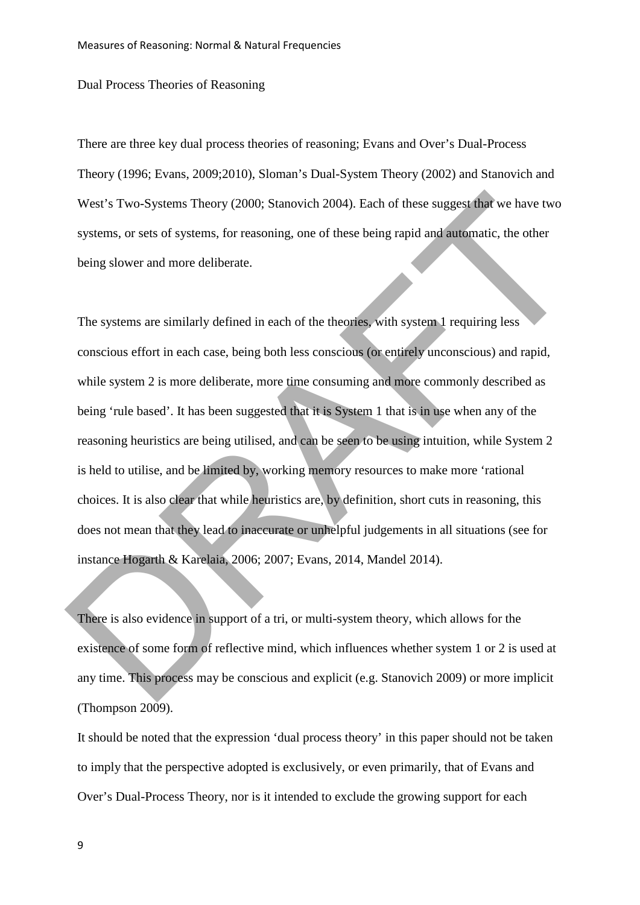## Dual Process Theories of Reasoning

There are three key dual process theories of reasoning; Evans and Over's Dual-Process Theory (1996; Evans, 2009;2010), Sloman's Dual-System Theory (2002) and Stanovich and West's Two-Systems Theory (2000; Stanovich 2004). Each of these suggest that we have two systems, or sets of systems, for reasoning, one of these being rapid and automatic, the other being slower and more deliberate.

The systems are similarly defined in each of the theories, with system 1 requiring less conscious effort in each case, being both less conscious (or entirely unconscious) and rapid, while system 2 is more deliberate, more time consuming and more commonly described as being 'rule based'. It has been suggested that it is System 1 that is in use when any of the reasoning heuristics are being utilised, and can be seen to be using intuition, while System 2 is held to utilise, and be limited by, working memory resources to make more 'rational choices. It is also clear that while heuristics are, by definition, short cuts in reasoning, this does not mean that they lead to inaccurate or unhelpful judgements in all situations (see for instance Hogarth & Karelaia, 2006; 2007; Evans, 2014, Mandel 2014).

There is also evidence in support of a tri, or multi-system theory, which allows for the existence of some form of reflective mind, which influences whether system 1 or 2 is used at any time. This process may be conscious and explicit (e.g. Stanovich 2009) or more implicit (Thompson 2009).

It should be noted that the expression 'dual process theory' in this paper should not be taken to imply that the perspective adopted is exclusively, or even primarily, that of Evans and Over's Dual-Process Theory, nor is it intended to exclude the growing support for each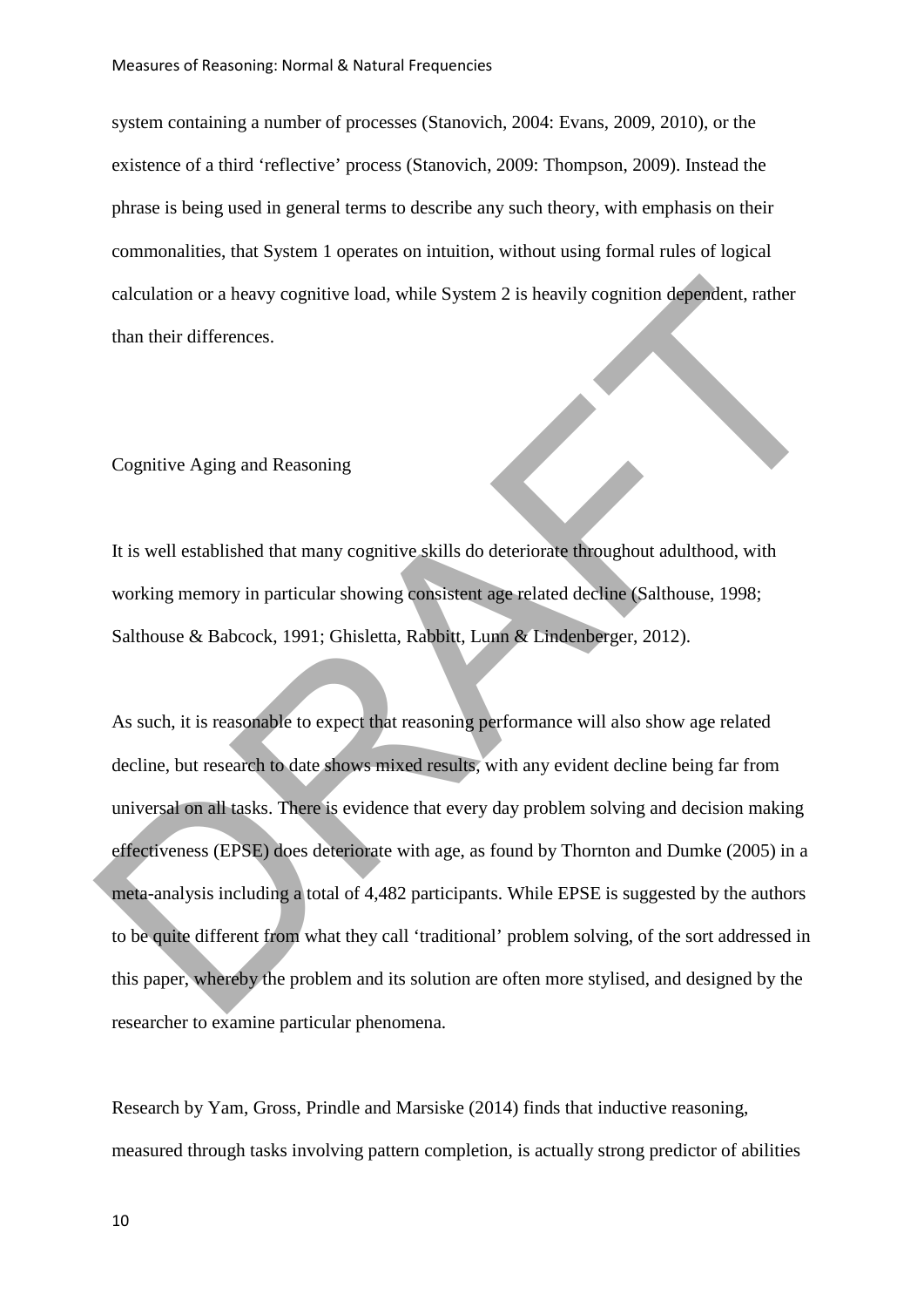system containing a number of processes (Stanovich, 2004: Evans, 2009, 2010), or the existence of a third 'reflective' process (Stanovich, 2009: Thompson, 2009). Instead the phrase is being used in general terms to describe any such theory, with emphasis on their commonalities, that System 1 operates on intuition, without using formal rules of logical calculation or a heavy cognitive load, while System 2 is heavily cognition dependent, rather than their differences.

## Cognitive Aging and Reasoning

It is well established that many cognitive skills do deteriorate throughout adulthood, with working memory in particular showing consistent age related decline (Salthouse, 1998; Salthouse & Babcock, 1991; Ghisletta, Rabbitt, Lunn & Lindenberger, 2012).

As such, it is reasonable to expect that reasoning performance will also show age related decline, but research to date shows mixed results, with any evident decline being far from universal on all tasks. There is evidence that every day problem solving and decision making effectiveness (EPSE) does deteriorate with age, as found by Thornton and Dumke (2005) in a meta-analysis including a total of 4,482 participants. While EPSE is suggested by the authors to be quite different from what they call 'traditional' problem solving, of the sort addressed in this paper, whereby the problem and its solution are often more stylised, and designed by the researcher to examine particular phenomena.

Research by Yam, Gross, Prindle and Marsiske (2014) finds that inductive reasoning, measured through tasks involving pattern completion, is actually strong predictor of abilities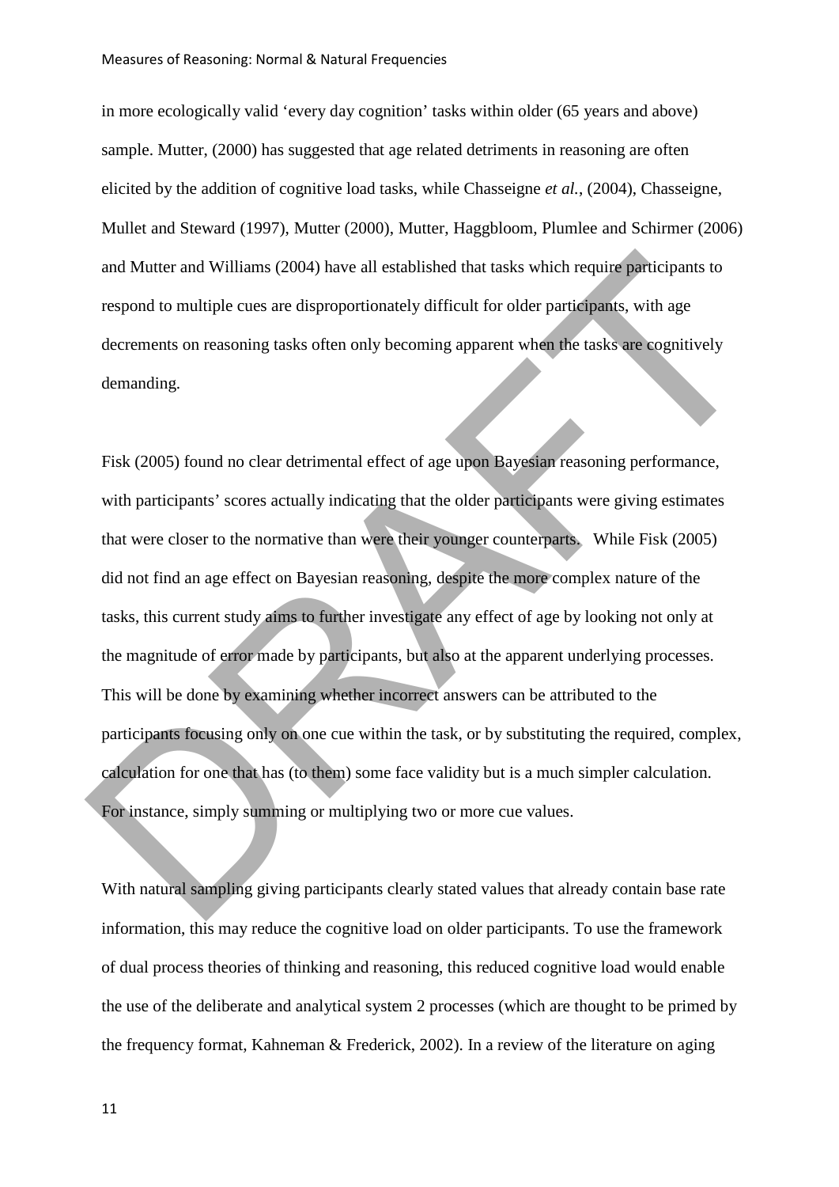in more ecologically valid ‘every day cognition’ tasks within older (65 years and above) sample. Mutter, (2000) has suggested that age related detriments in reasoning are often elicited by the addition of cognitive load tasks, while Chasseigne *et al.*, (2004), Chasseigne, Mullet and Steward (1997), Mutter (2000), Mutter, Haggbloom, Plumlee and Schirmer (2006) and Mutter and Williams (2004) have all established that tasks which require participants to respond to multiple cues are disproportionately difficult for older participants, with age decrements on reasoning tasks often only becoming apparent when the tasks are cognitively demanding.

Fisk (2005) found no clear detrimental effect of age upon Bayesian reasoning performance, with participants’ scores actually indicating that the older participants were giving estimates that were closer to the normative than were their younger counterparts. While Fisk (2005) did not find an age effect on Bayesian reasoning, despite the more complex nature of the tasks, this current study aims to further investigate any effect of age by looking not only at the magnitude of error made by participants, but also at the apparent underlying processes. This will be done by examining whether incorrect answers can be attributed to the participants focusing only on one cue within the task, or by substituting the required, complex, calculation for one that has (to them) some face validity but is a much simpler calculation. For instance, simply summing or multiplying two or more cue values.

With natural sampling giving participants clearly stated values that already contain base rate information, this may reduce the cognitive load on older participants. To use the framework of dual process theories of thinking and reasoning, this reduced cognitive load would enable the use of the deliberate and analytical system 2 processes (which are thought to be primed by the frequency format, Kahneman & Frederick, 2002). In a review of the literature on aging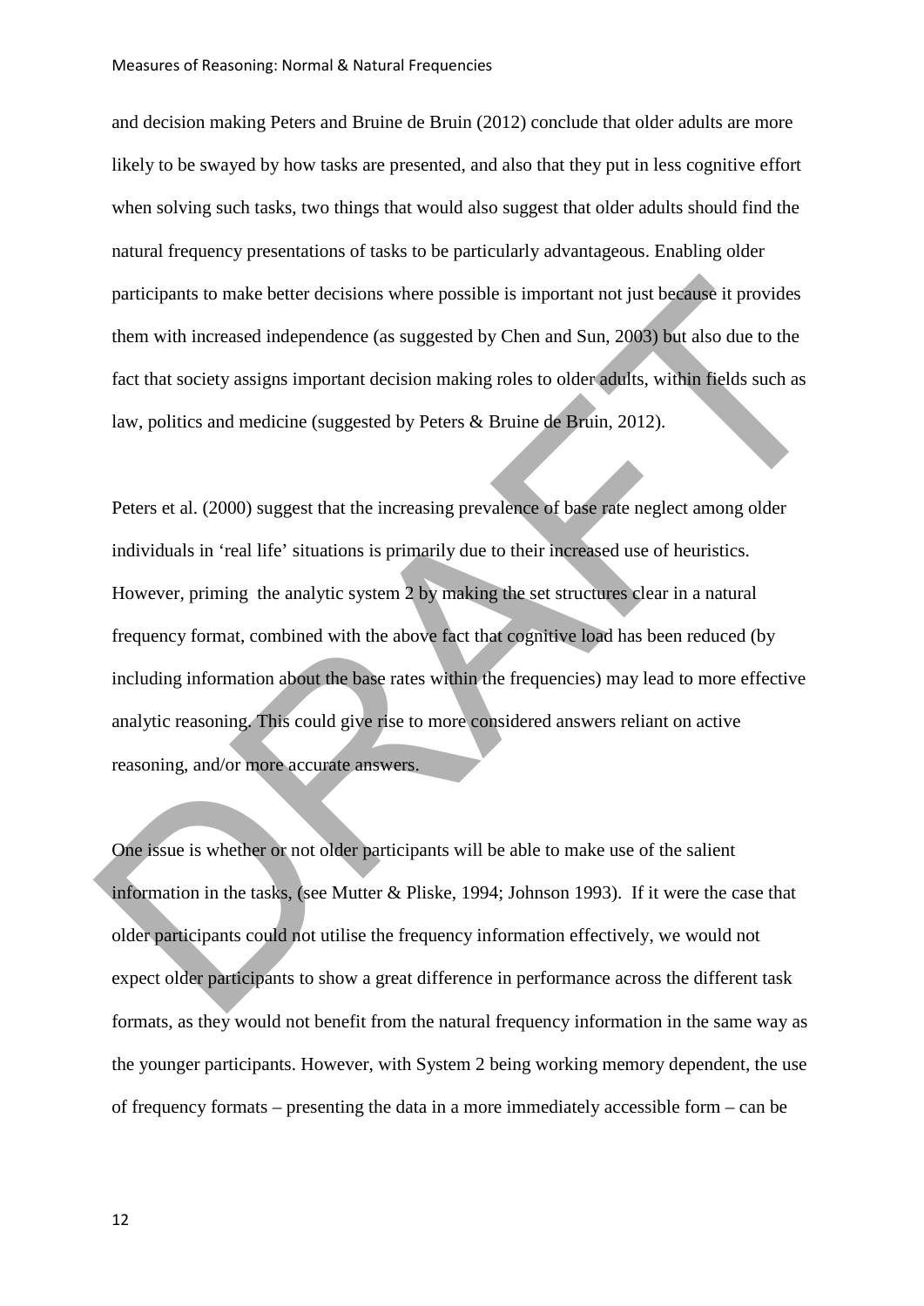and decision making Peters and Bruine de Bruin (2012) conclude that older adults are more likely to be swayed by how tasks are presented, and also that they put in less cognitive effort when solving such tasks, two things that would also suggest that older adults should find the natural frequency presentations of tasks to be particularly advantageous. Enabling older participants to make better decisions where possible is important not just because it provides them with increased independence (as suggested by Chen and Sun, 2003) but also due to the fact that society assigns important decision making roles to older adults, within fields such as law, politics and medicine (suggested by Peters & Bruine de Bruin, 2012).

Peters et al. (2000) suggest that the increasing prevalence of base rate neglect among older individuals in 'real life' situations is primarily due to their increased use of heuristics. However, priming the analytic system 2 by making the set structures clear in a natural frequency format, combined with the above fact that cognitive load has been reduced (by including information about the base rates within the frequencies) may lead to more effective analytic reasoning. This could give rise to more considered answers reliant on active reasoning, and/or more accurate answers.

One issue is whether or not older participants will be able to make use of the salient information in the tasks, (see Mutter & Pliske, 1994; Johnson 1993). If it were the case that older participants could not utilise the frequency information effectively, we would not expect older participants to show a great difference in performance across the different task formats, as they would not benefit from the natural frequency information in the same way as the younger participants. However, with System 2 being working memory dependent, the use of frequency formats – presenting the data in a more immediately accessible form – can be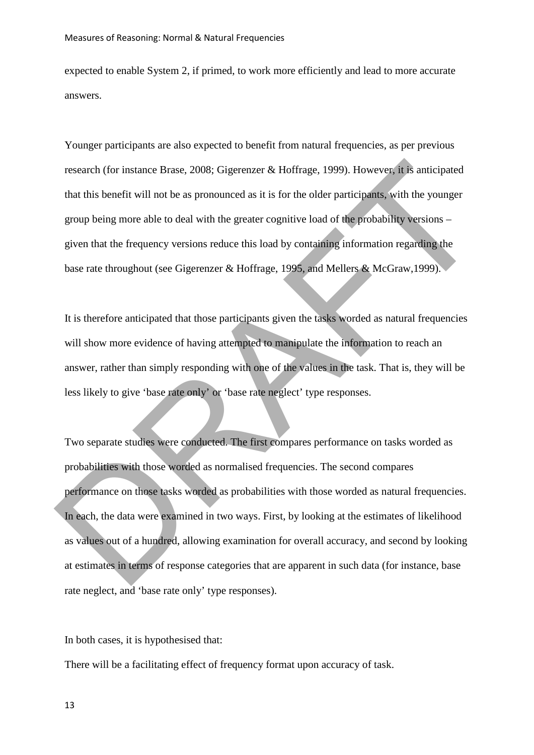expected to enable System 2, if primed, to work more efficiently and lead to more accurate answers.

Younger participants are also expected to benefit from natural frequencies, as per previous research (for instance Brase, 2008; Gigerenzer & Hoffrage, 1999). However, it is anticipated that this benefit will not be as pronounced as it is for the older participants, with the younger group being more able to deal with the greater cognitive load of the probability versions – given that the frequency versions reduce this load by containing information regarding the base rate throughout (see Gigerenzer & Hoffrage, 1995, and Mellers & McGraw,1999).

It is therefore anticipated that those participants given the tasks worded as natural frequencies will show more evidence of having attempted to manipulate the information to reach an answer, rather than simply responding with one of the values in the task. That is, they will be less likely to give 'base rate only' or 'base rate neglect' type responses.

Two separate studies were conducted. The first compares performance on tasks worded as probabilities with those worded as normalised frequencies. The second compares performance on those tasks worded as probabilities with those worded as natural frequencies. In each, the data were examined in two ways. First, by looking at the estimates of likelihood as values out of a hundred, allowing examination for overall accuracy, and second by looking at estimates in terms of response categories that are apparent in such data (for instance, base rate neglect, and 'base rate only' type responses).

In both cases, it is hypothesised that:

There will be a facilitating effect of frequency format upon accuracy of task.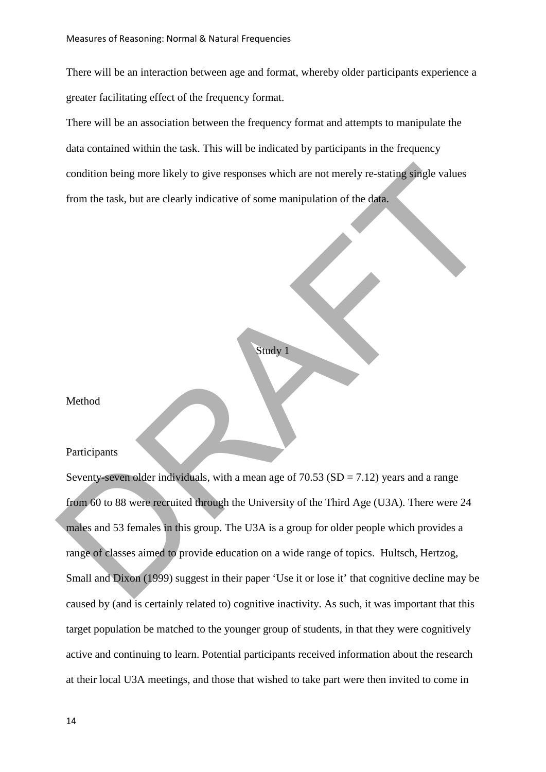There will be an interaction between age and format, whereby older participants experience a greater facilitating effect of the frequency format.

There will be an association between the frequency format and attempts to manipulate the data contained within the task. This will be indicated by participants in the frequency condition being more likely to give responses which are not merely re-stating single values from the task, but are clearly indicative of some manipulation of the data.

# Study 1

## Method

### Participants

Seventy-seven older individuals, with a mean age of 70.53 (SD = 7.12) years and a range from 60 to 88 were recruited through the University of the Third Age (U3A). There were 24 males and 53 females in this group. The U3A is a group for older people which provides a range of classes aimed to provide education on a wide range of topics. Hultsch, Hertzog, Small and Dixon (1999) suggest in their paper 'Use it or lose it' that cognitive decline may be caused by (and is certainly related to) cognitive inactivity. As such, it was important that this target population be matched to the younger group of students, in that they were cognitively active and continuing to learn. Potential participants received information about the research at their local U3A meetings, and those that wished to take part were then invited to come in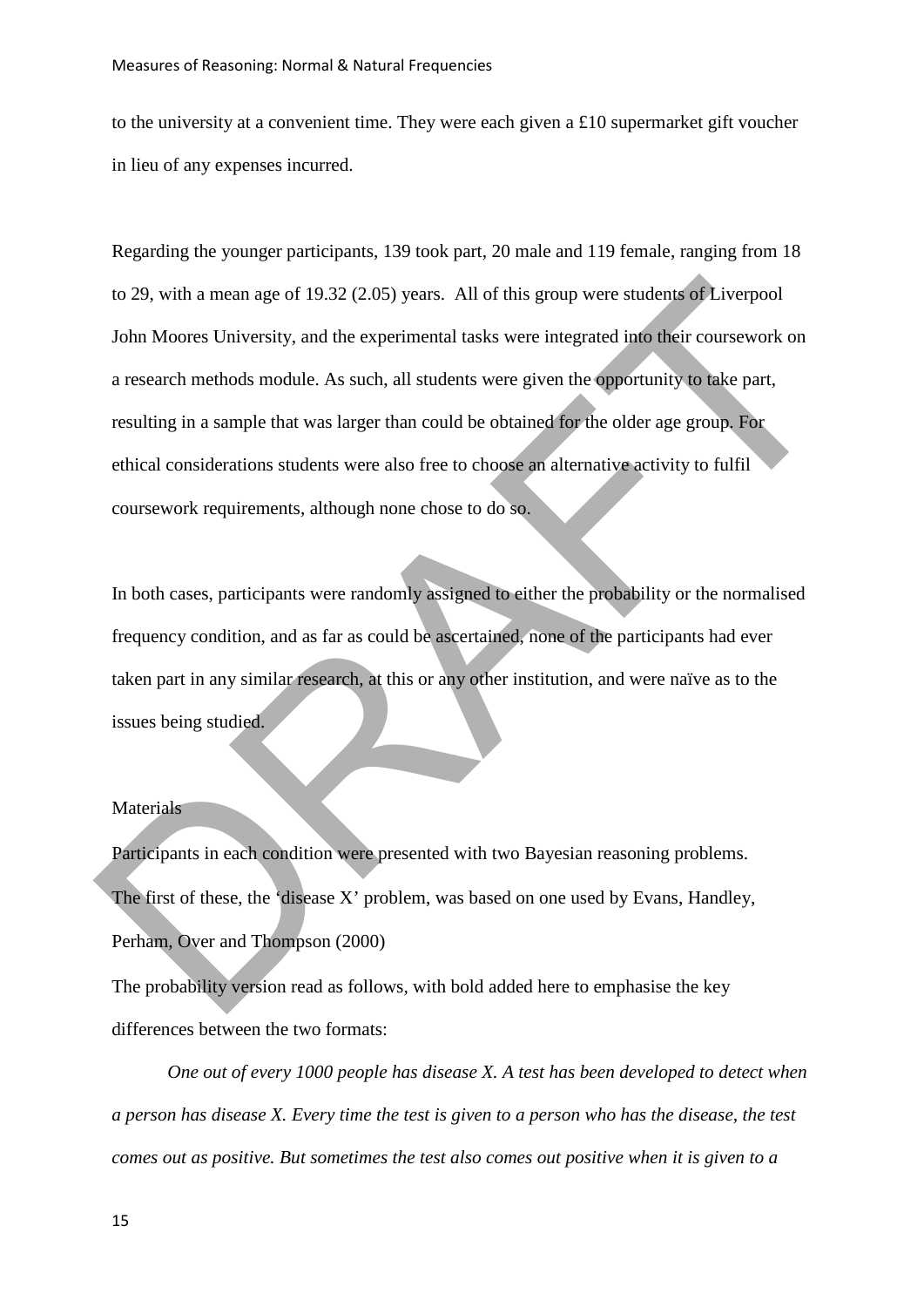to the university at a convenient time. They were each given a £10 supermarket gift voucher in lieu of any expenses incurred.

Regarding the younger participants, 139 took part, 20 male and 119 female, ranging from 18 to 29, with a mean age of 19.32 (2.05) years. All of this group were students of Liverpool John Moores University, and the experimental tasks were integrated into their coursework on a research methods module. As such, all students were given the opportunity to take part, resulting in a sample that was larger than could be obtained for the older age group. For ethical considerations students were also free to choose an alternative activity to fulfil coursework requirements, although none chose to do so.

In both cases, participants were randomly assigned to either the probability or the normalised frequency condition, and as far as could be ascertained, none of the participants had ever taken part in any similar research, at this or any other institution, and were naïve as to the issues being studied.

## Materials

Participants in each condition were presented with two Bayesian reasoning problems. The first of these, the 'disease X' problem, was based on one used by Evans, Handley, Perham, Over and Thompson (2000)

The probability version read as follows, with bold added here to emphasise the key differences between the two formats:

*One out of every 1000 people has disease X. A test has been developed to detect when a person has disease X. Every time the test is given to a person who has the disease, the test comes out as positive. But sometimes the test also comes out positive when it is given to a*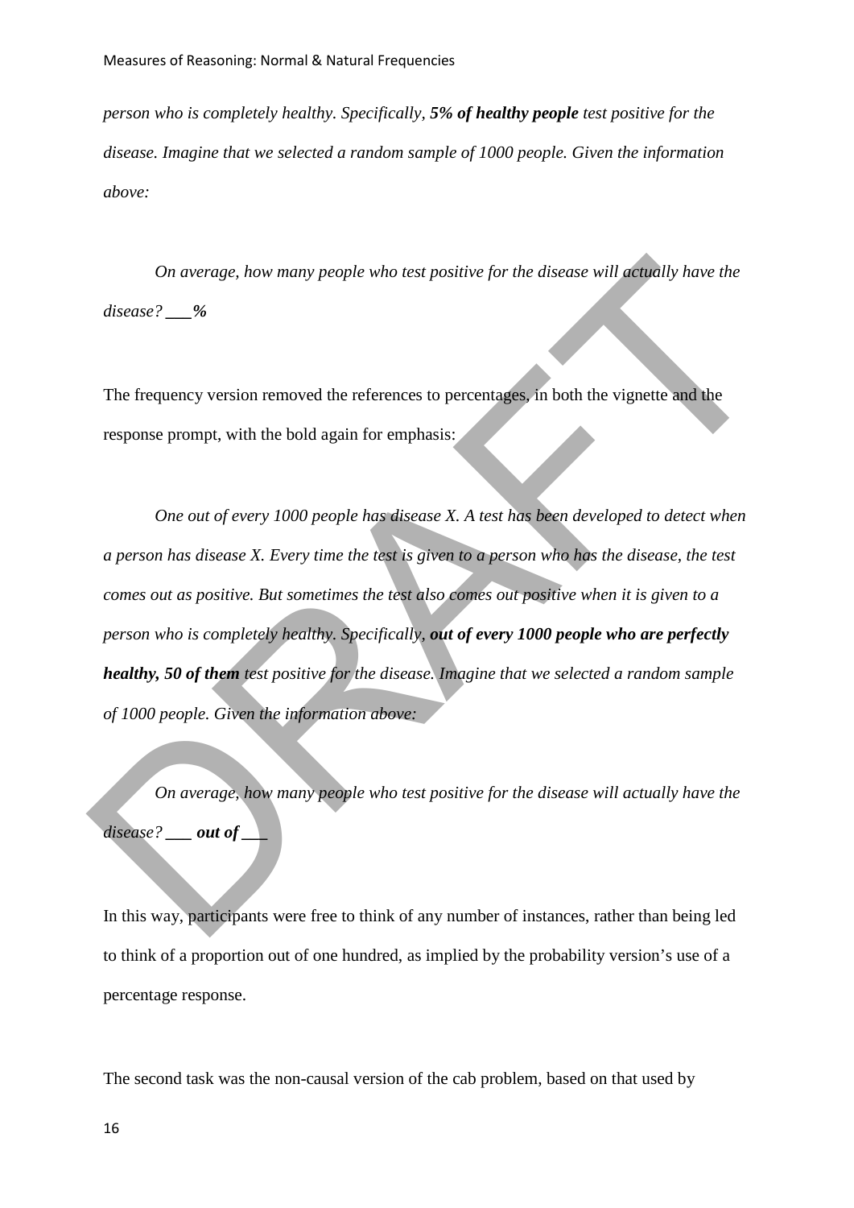*person who is completely healthy. Specifically,* ***5% of healthy people*** *test positive for the disease. Imagine that we selected a random sample of 1000 people. Given the information above:*

*On average, how many people who test positive for the disease will actually have the disease?* ***___%***

The frequency version removed the references to percentages, in both the vignette and the response prompt, with the bold again for emphasis:

*One out of every 1000 people has disease X. A test has been developed to detect when a person has disease X. Every time the test is given to a person who has the disease, the test comes out as positive. But sometimes the test also comes out positive when it is given to a person who is completely healthy. Specifically,* ***out of every 1000 people who are perfectly healthy, 50 of them*** *test positive for the disease. Imagine that we selected a random sample of 1000 people. Given the information above:*

*On average, how many people who test positive for the disease will actually have the disease?* ***___ out of ___***

In this way, participants were free to think of any number of instances, rather than being led to think of a proportion out of one hundred, as implied by the probability version's use of a percentage response.

The second task was the non-causal version of the cab problem, based on that used by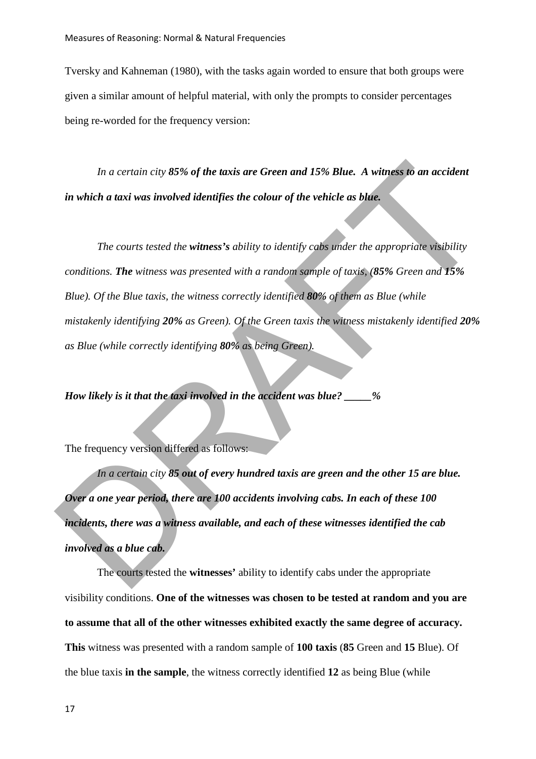Tversky and Kahneman (1980), with the tasks again worded to ensure that both groups were given a similar amount of helpful material, with only the prompts to consider percentages being re-worded for the frequency version:

*In a certain city **85% of the taxis are Green and 15% Blue. A witness to an accident in which a taxi was involved identifies the colour of the vehicle as blue.***

*The courts tested the **witness's** ability to identify cabs under the appropriate visibility conditions. **The** witness was presented with a random sample of taxis, (**85%** Green and **15%** Blue). Of the Blue taxis, the witness correctly identified **80%** of them as Blue (while mistakenly identifying **20%** as Green). Of the Green taxis the witness mistakenly identified **20%** as Blue (while correctly identifying **80%** as being Green).*

***How likely is it that the taxi involved in the accident was blue? _____%***

The frequency version differed as follows:

*In a certain city **85 out of every hundred taxis are green and the other 15 are blue. Over a one year period, there are 100 accidents involving cabs. In each of these 100 incidents, there was a witness available, and each of these witnesses identified the cab involved as a blue cab.***

The courts tested the **witnesses'** ability to identify cabs under the appropriate visibility conditions. **One of the witnesses was chosen to be tested at random and you are to assume that all of the other witnesses exhibited exactly the same degree of accuracy. This** witness was presented with a random sample of **100 taxis** (**85** Green and **15** Blue). Of the blue taxis **in the sample**, the witness correctly identified **12** as being Blue (while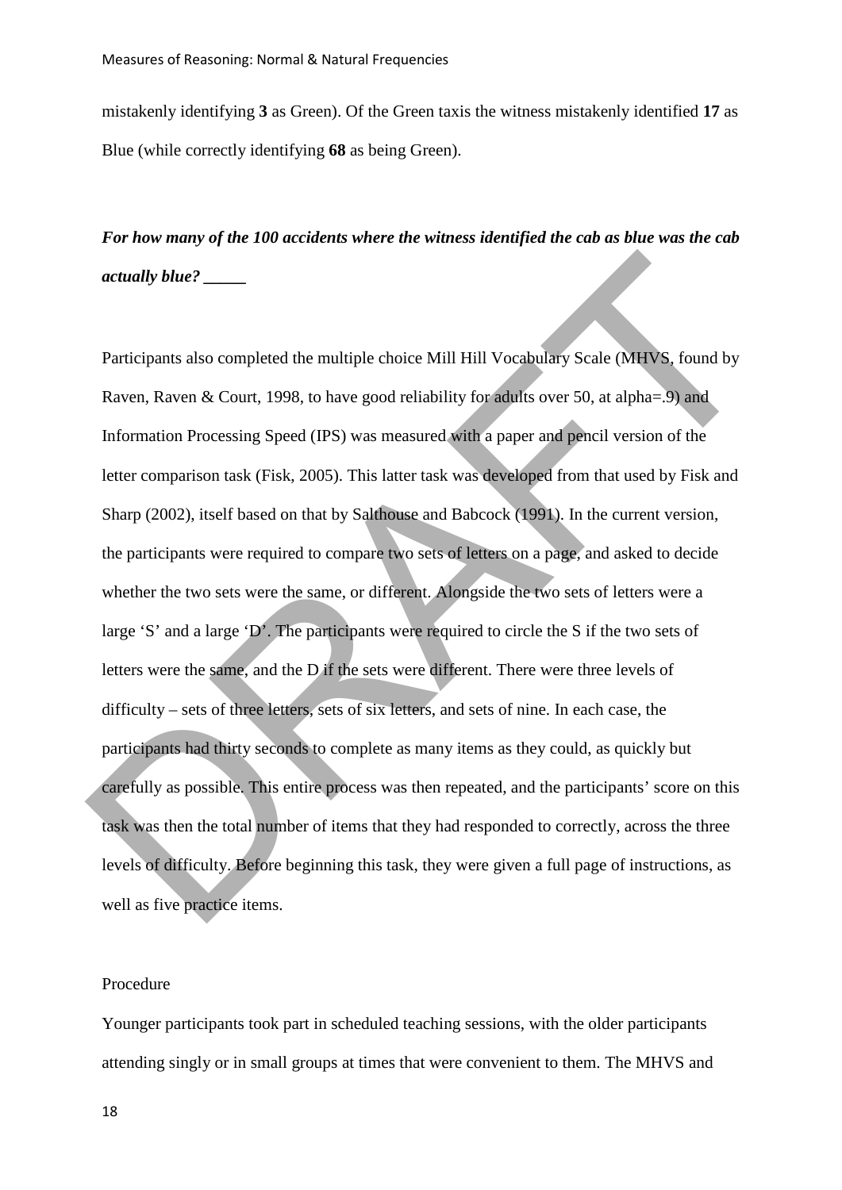mistakenly identifying **3** as Green). Of the Green taxis the witness mistakenly identified **17** as Blue (while correctly identifying **68** as being Green).

***For how many of the 100 accidents where the witness identified the cab as blue was the cab actually blue? _____***

Participants also completed the multiple choice Mill Hill Vocabulary Scale (MHVS, found by Raven, Raven & Court, 1998, to have good reliability for adults over 50, at alpha=.9) and Information Processing Speed (IPS) was measured with a paper and pencil version of the letter comparison task (Fisk, 2005). This latter task was developed from that used by Fisk and Sharp (2002), itself based on that by Salthouse and Babcock (1991). In the current version, the participants were required to compare two sets of letters on a page, and asked to decide whether the two sets were the same, or different. Alongside the two sets of letters were a large 'S' and a large 'D'. The participants were required to circle the S if the two sets of letters were the same, and the D if the sets were different. There were three levels of difficulty – sets of three letters, sets of six letters, and sets of nine. In each case, the participants had thirty seconds to complete as many items as they could, as quickly but carefully as possible. This entire process was then repeated, and the participants' score on this task was then the total number of items that they had responded to correctly, across the three levels of difficulty. Before beginning this task, they were given a full page of instructions, as well as five practice items.

Procedure

Younger participants took part in scheduled teaching sessions, with the older participants attending singly or in small groups at times that were convenient to them. The MHVS and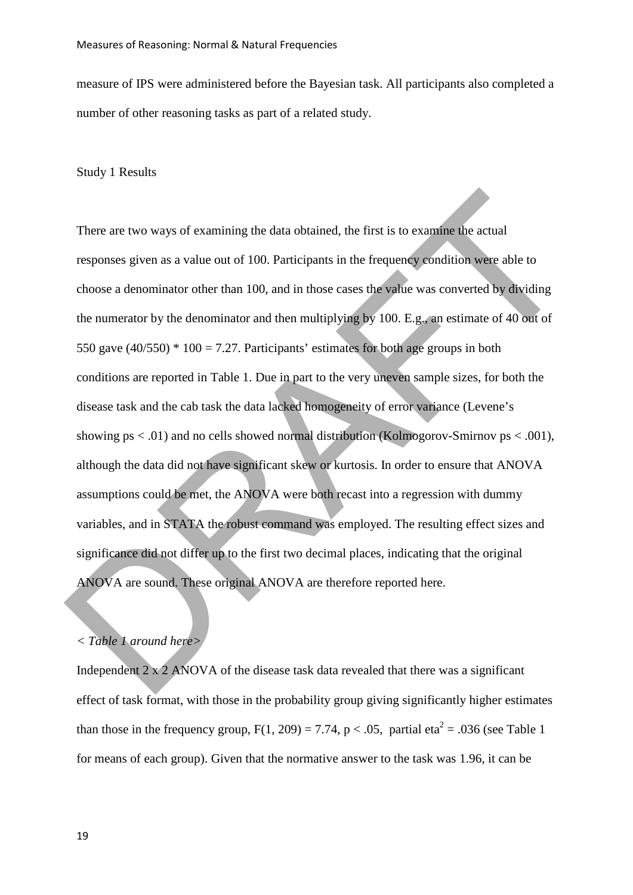measure of IPS were administered before the Bayesian task. All participants also completed a number of other reasoning tasks as part of a related study.

## Study 1 Results

There are two ways of examining the data obtained, the first is to examine the actual responses given as a value out of 100. Participants in the frequency condition were able to choose a denominator other than 100, and in those cases the value was converted by dividing the numerator by the denominator and then multiplying by 100. E.g., an estimate of 40 out of 550 gave $(40/550) * 100 = 7.27$. Participants' estimates for both age groups in both conditions are reported in Table 1. Due in part to the very uneven sample sizes, for both the disease task and the cab task the data lacked homogeneity of error variance (Levene's showing ps $< .01$) and no cells showed normal distribution (Kolmogorov-Smirnov ps $< .001$), although the data did not have significant skew or kurtosis. In order to ensure that ANOVA assumptions could be met, the ANOVA were both recast into a regression with dummy variables, and in STATA the robust command was employed. The resulting effect sizes and significance did not differ up to the first two decimal places, indicating that the original ANOVA are sound. These original ANOVA are therefore reported here.

*< Table 1 around here>*

Independent 2 x 2 ANOVA of the disease task data revealed that there was a significant effect of task format, with those in the probability group giving significantly higher estimates than those in the frequency group, $F(1, 209) = 7.74$, $p < .05$, partial $eta^2 = .036$ (see Table 1 for means of each group). Given that the normative answer to the task was 1.96, it can be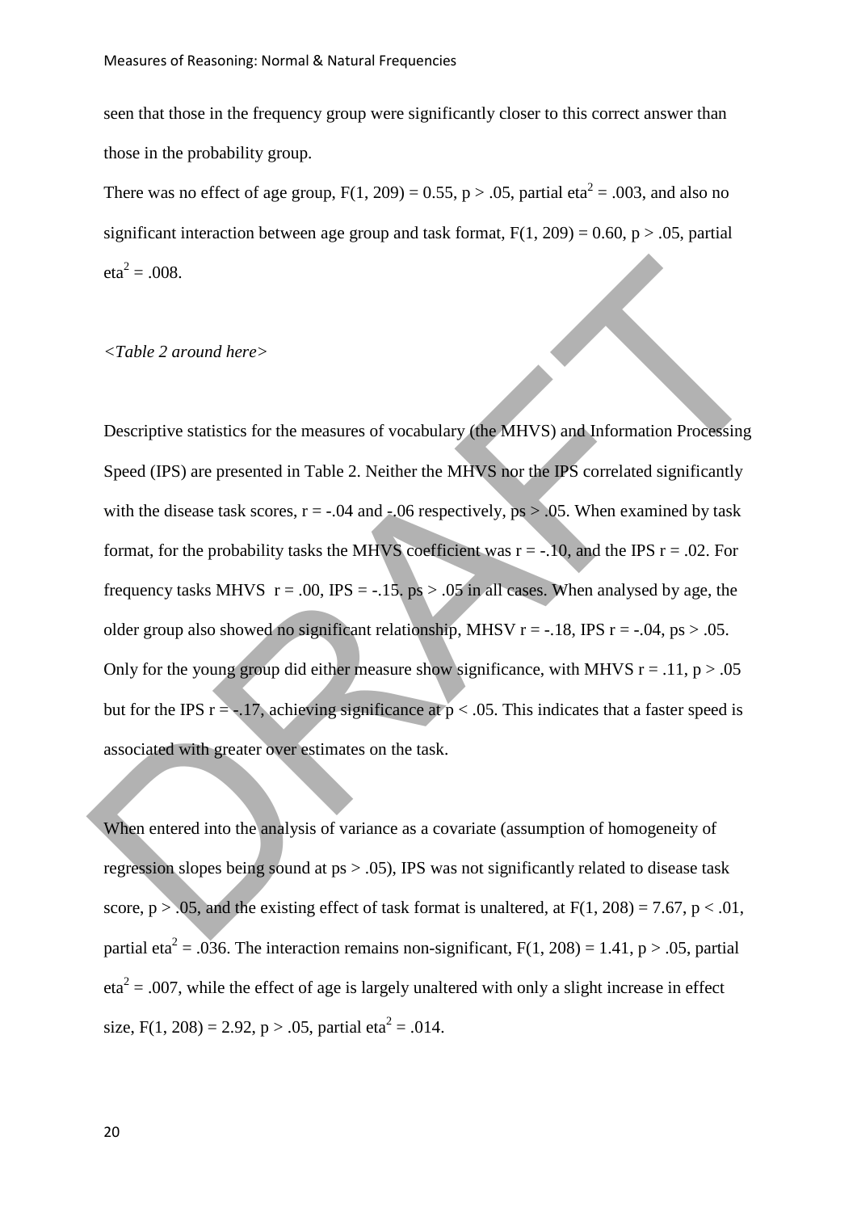seen that those in the frequency group were significantly closer to this correct answer than those in the probability group.

There was no effect of age group, $F(1, 209) = 0.55$, $p > .05$, partial eta$^2$ = .003, and also no significant interaction between age group and task format, $F(1, 209) = 0.60$, $p > .05$, partial eta$^2$ = .008.

*<Table 2 around here>*

Descriptive statistics for the measures of vocabulary (the MHVS) and Information Processing Speed (IPS) are presented in Table 2. Neither the MHVS nor the IPS correlated significantly with the disease task scores, $r = -.04$ and $-.06$ respectively, $ps > .05$. When examined by task format, for the probability tasks the MHVS coefficient was $r = -.10$, and the IPS $r = .02$. For frequency tasks MHVS $r = .00$, IPS = $-.15$. $ps > .05$ in all cases. When analysed by age, the older group also showed no significant relationship, MHSV $r = -.18$, IPS $r = -.04$, $ps > .05$. Only for the young group did either measure show significance, with MHVS $r = .11$, $p > .05$ but for the IPS $r = -.17$, achieving significance at $p < .05$. This indicates that a faster speed is associated with greater over estimates on the task.

When entered into the analysis of variance as a covariate (assumption of homogeneity of regression slopes being sound at $ps > .05$), IPS was not significantly related to disease task score, $p > .05$, and the existing effect of task format is unaltered, at $F(1, 208) = 7.67$, $p < .01$, partial eta$^2$ = .036. The interaction remains non-significant, $F(1, 208) = 1.41$, $p > .05$, partial eta$^2$ = .007, while the effect of age is largely unaltered with only a slight increase in effect size, $F(1, 208) = 2.92$, $p > .05$, partial eta$^2$ = .014.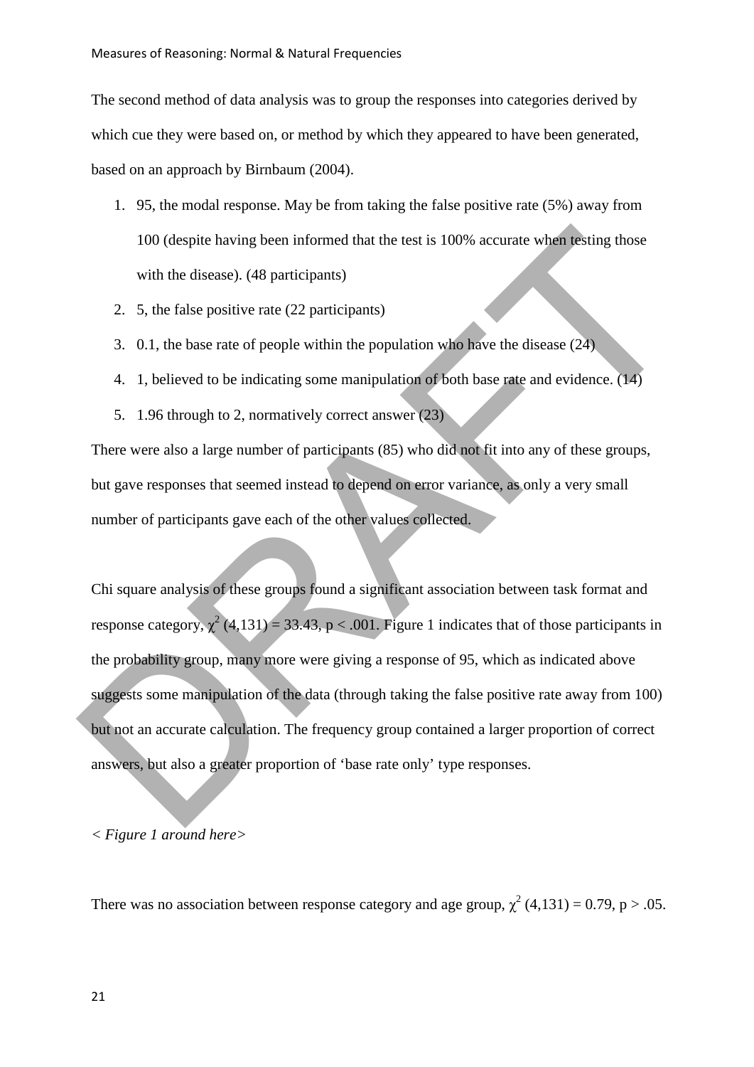The second method of data analysis was to group the responses into categories derived by which cue they were based on, or method by which they appeared to have been generated, based on an approach by Birnbaum (2004).

1. 95, the modal response. May be from taking the false positive rate (5%) away from 100 (despite having been informed that the test is 100% accurate when testing those with the disease). (48 participants)
2. 5, the false positive rate (22 participants)
3. 0.1, the base rate of people within the population who have the disease (24)
4. 1, believed to be indicating some manipulation of both base rate and evidence. (14)
5. 1.96 through to 2, normatively correct answer (23)

There were also a large number of participants (85) who did not fit into any of these groups, but gave responses that seemed instead to depend on error variance, as only a very small number of participants gave each of the other values collected.

Chi square analysis of these groups found a significant association between task format and response category, $\chi^2$ (4,131) = 33.43, $p < .001$. Figure 1 indicates that of those participants in the probability group, many more were giving a response of 95, which as indicated above suggests some manipulation of the data (through taking the false positive rate away from 100) but not an accurate calculation. The frequency group contained a larger proportion of correct answers, but also a greater proportion of 'base rate only' type responses.

*< Figure 1 around here>*

There was no association between response category and age group, $\chi^2$ (4,131) = 0.79, $p > .05$.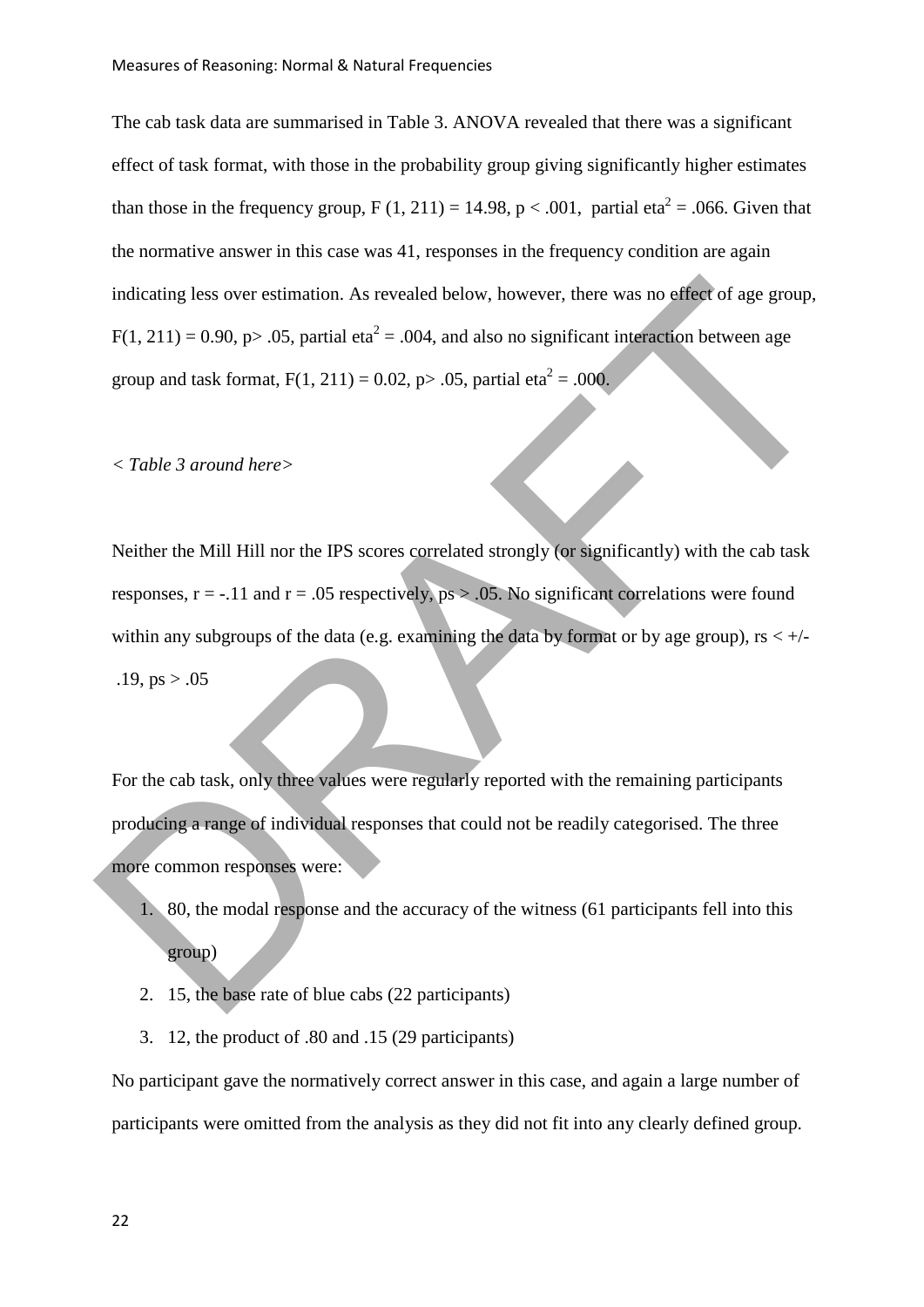The cab task data are summarised in Table 3. ANOVA revealed that there was a significant effect of task format, with those in the probability group giving significantly higher estimates than those in the frequency group, $F(1, 211) = 14.98$, $p < .001$, partial $eta^2 = .066$. Given that the normative answer in this case was 41, responses in the frequency condition are again indicating less over estimation. As revealed below, however, there was no effect of age group, $F(1, 211) = 0.90$, $p > .05$, partial $eta^2 = .004$, and also no significant interaction between age group and task format, $F(1, 211) = 0.02$, $p > .05$, partial $eta^2 = .000$.

*< Table 3 around here>*

Neither the Mill Hill nor the IPS scores correlated strongly (or significantly) with the cab task responses, $r = -.11$ and $r = .05$ respectively, $ps > .05$. No significant correlations were found within any subgroups of the data (e.g. examining the data by format or by age group), $rs < +/- .19$, $ps > .05$

For the cab task, only three values were regularly reported with the remaining participants producing a range of individual responses that could not be readily categorised. The three more common responses were:

1. 80, the modal response and the accuracy of the witness (61 participants fell into this group)
2. 15, the base rate of blue cabs (22 participants)
3. 12, the product of .80 and .15 (29 participants)

No participant gave the normatively correct answer in this case, and again a large number of participants were omitted from the analysis as they did not fit into any clearly defined group.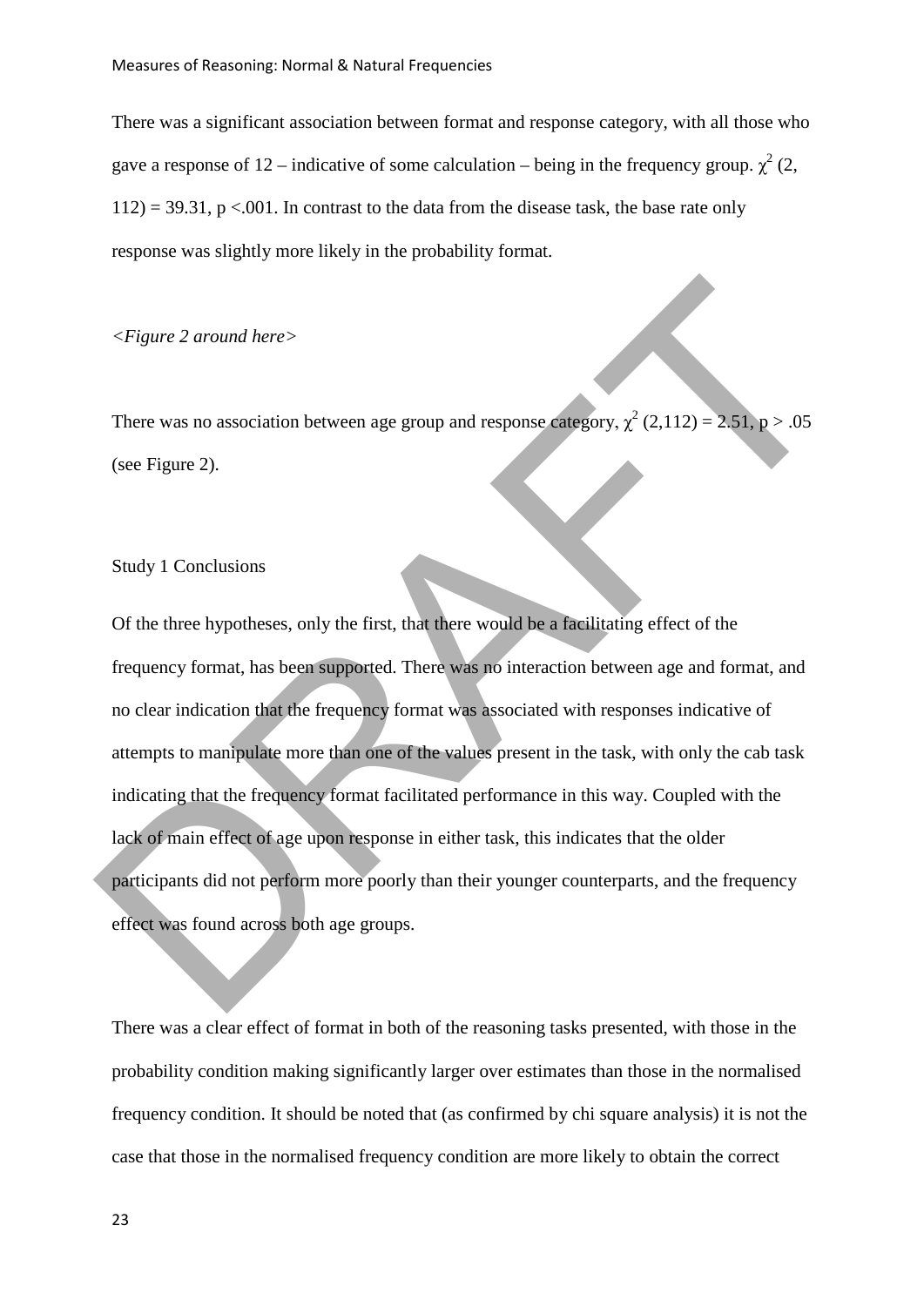There was a significant association between format and response category, with all those who gave a response of 12 – indicative of some calculation – being in the frequency group. $\chi^2$ (2, 112) = 39.31, p <.001. In contrast to the data from the disease task, the base rate only response was slightly more likely in the probability format.

*<Figure 2 around here>*

There was no association between age group and response category, $\chi^2$ (2,112) = 2.51, p > .05 (see Figure 2).

Study 1 Conclusions

Of the three hypotheses, only the first, that there would be a facilitating effect of the frequency format, has been supported. There was no interaction between age and format, and no clear indication that the frequency format was associated with responses indicative of attempts to manipulate more than one of the values present in the task, with only the cab task indicating that the frequency format facilitated performance in this way. Coupled with the lack of main effect of age upon response in either task, this indicates that the older participants did not perform more poorly than their younger counterparts, and the frequency effect was found across both age groups.

There was a clear effect of format in both of the reasoning tasks presented, with those in the probability condition making significantly larger over estimates than those in the normalised frequency condition. It should be noted that (as confirmed by chi square analysis) it is not the case that those in the normalised frequency condition are more likely to obtain the correct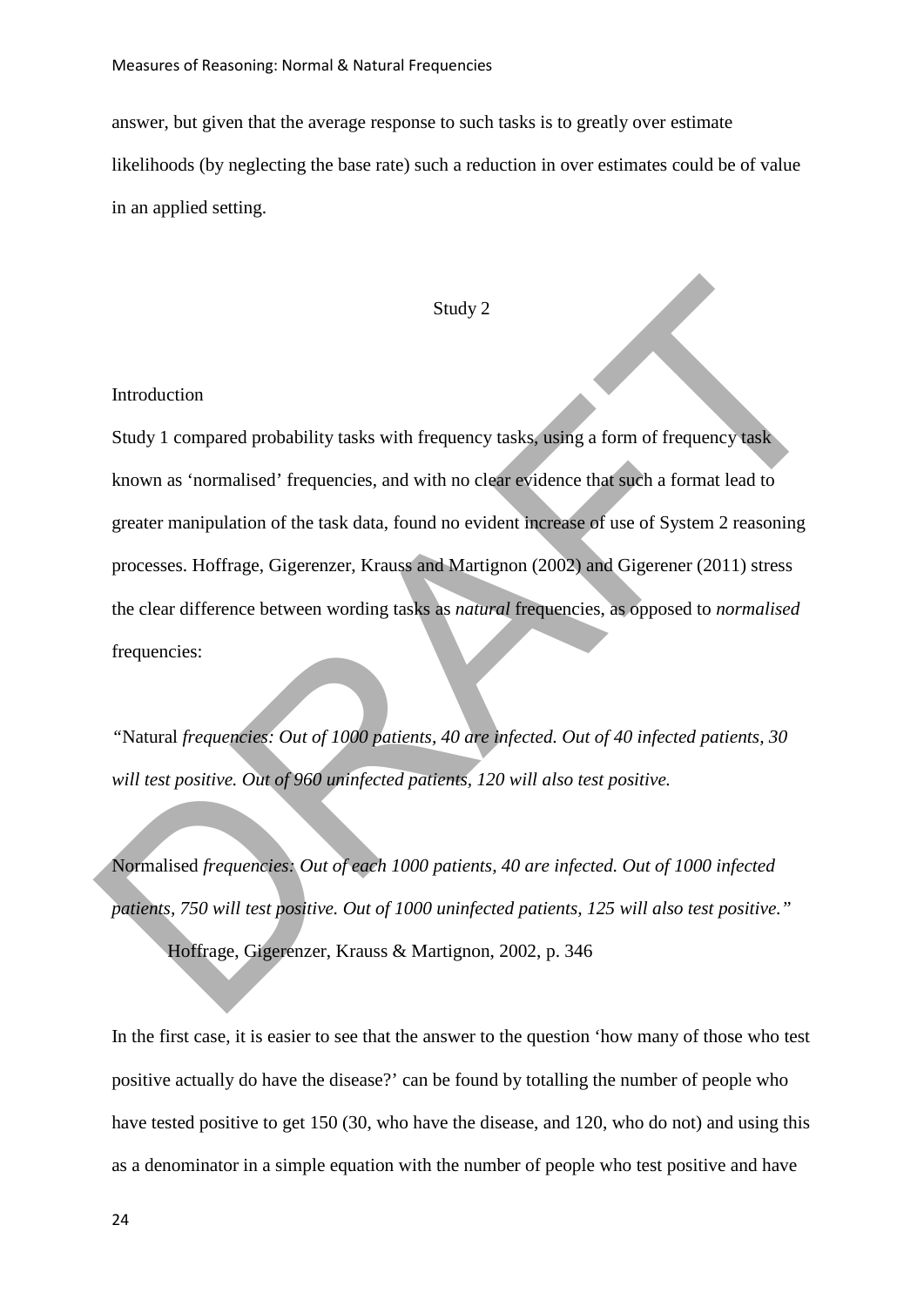answer, but given that the average response to such tasks is to greatly over estimate likelihoods (by neglecting the base rate) such a reduction in over estimates could be of value in an applied setting.

## Study 2

### Introduction

Study 1 compared probability tasks with frequency tasks, using a form of frequency task known as 'normalised' frequencies, and with no clear evidence that such a format lead to greater manipulation of the task data, found no evident increase of use of System 2 reasoning processes. Hoffrage, Gigerenzer, Krauss and Martignon (2002) and Gigerener (2011) stress the clear difference between wording tasks as *natural* frequencies, as opposed to *normalised* frequencies:

*"*Natural *frequencies: Out of 1000 patients, 40 are infected. Out of 40 infected patients, 30 will test positive. Out of 960 uninfected patients, 120 will also test positive.*

Normalised *frequencies: Out of each 1000 patients, 40 are infected. Out of 1000 infected patients, 750 will test positive. Out of 1000 uninfected patients, 125 will also test positive."*

Hoffrage, Gigerenzer, Krauss & Martignon, 2002, p. 346

In the first case, it is easier to see that the answer to the question 'how many of those who test positive actually do have the disease?' can be found by totalling the number of people who have tested positive to get 150 (30, who have the disease, and 120, who do not) and using this as a denominator in a simple equation with the number of people who test positive and have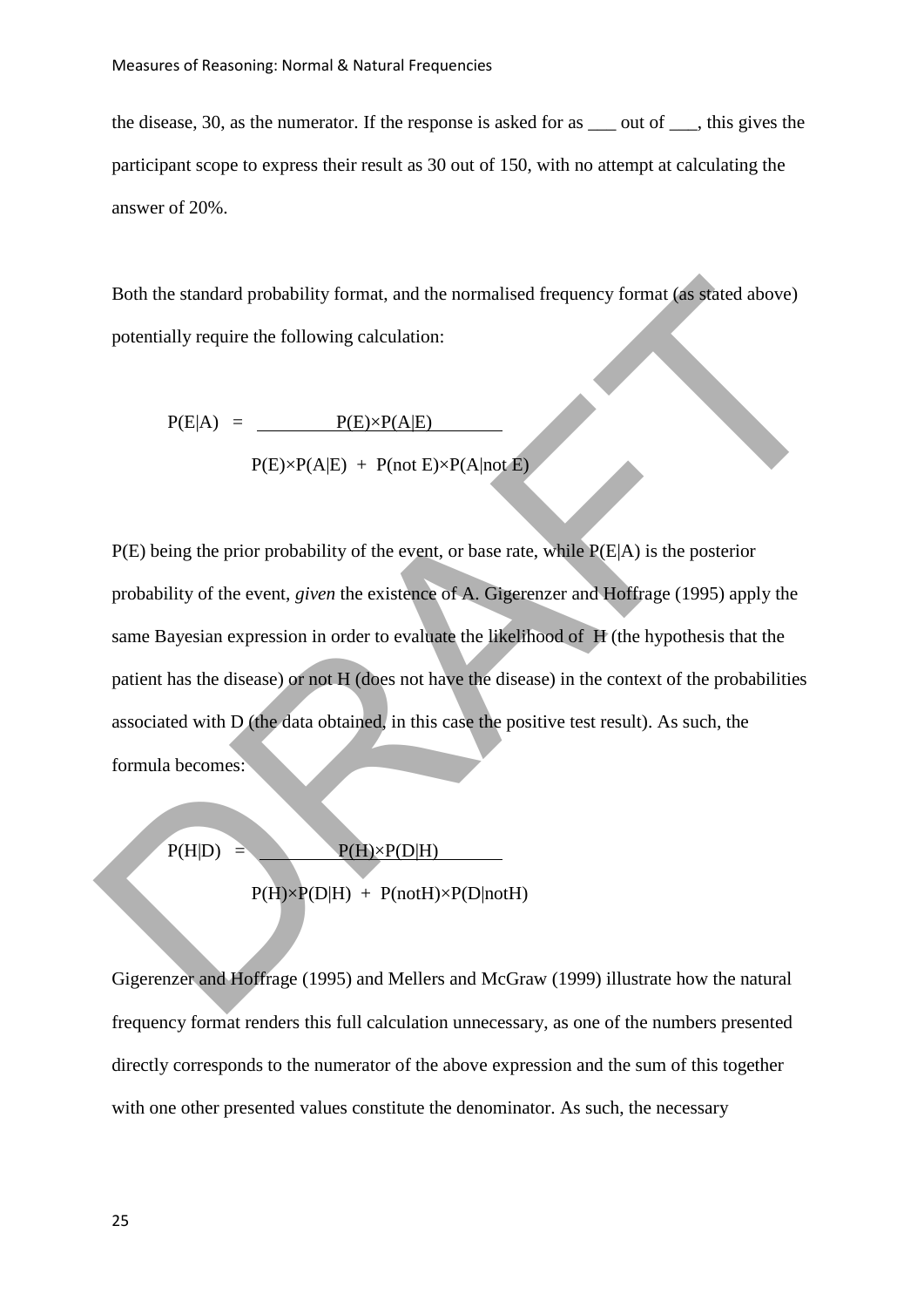the disease, 30, as the numerator. If the response is asked for as ___ out of ___, this gives the participant scope to express their result as 30 out of 150, with no attempt at calculating the answer of 20%.

Both the standard probability format, and the normalised frequency format (as stated above) potentially require the following calculation:

$$P(E|A) = \frac{P(E)\times P(A|E)}{P(E)\times P(A|E) + P(\text{not } E)\times P(A|\text{not } E)}$$

P(E) being the prior probability of the event, or base rate, while P(E|A) is the posterior probability of the event, *given* the existence of A. Gigerenzer and Hoffrage (1995) apply the same Bayesian expression in order to evaluate the likelihood of H (the hypothesis that the patient has the disease) or not H (does not have the disease) in the context of the probabilities associated with D (the data obtained, in this case the positive test result). As such, the formula becomes:

$$P(H|D) = \frac{P(H)\times P(D|H)}{P(H)\times P(D|H) + P(\text{notH})\times P(D|\text{notH})}$$

Gigerenzer and Hoffrage (1995) and Mellers and McGraw (1999) illustrate how the natural frequency format renders this full calculation unnecessary, as one of the numbers presented directly corresponds to the numerator of the above expression and the sum of this together with one other presented values constitute the denominator. As such, the necessary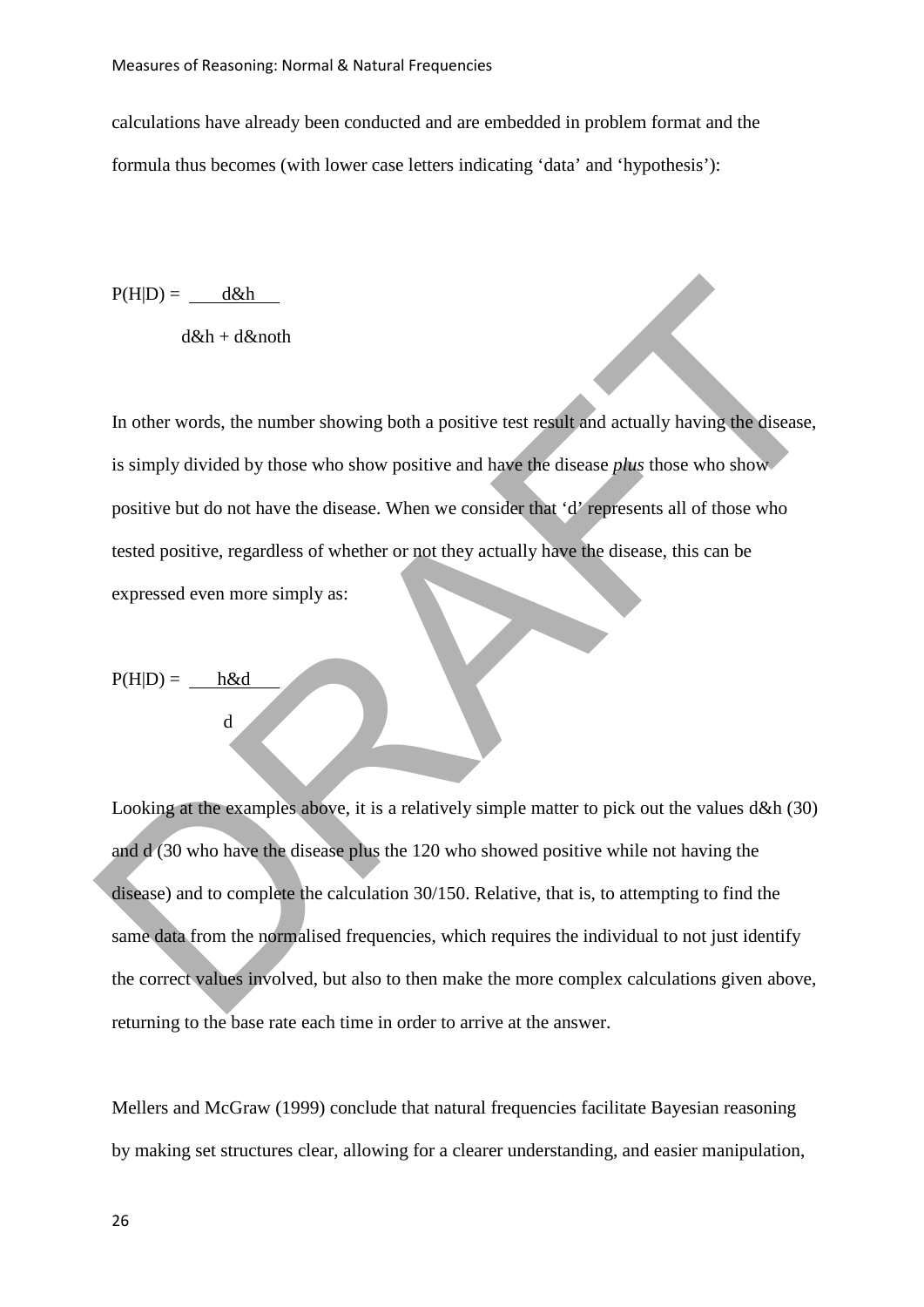calculations have already been conducted and are embedded in problem format and the formula thus becomes (with lower case letters indicating 'data' and 'hypothesis'):

$$P(H|D) = \frac{d\&h}{d\&h + d\&noth}$$

In other words, the number showing both a positive test result and actually having the disease, is simply divided by those who show positive and have the disease *plus* those who show positive but do not have the disease. When we consider that 'd' represents all of those who tested positive, regardless of whether or not they actually have the disease, this can be expressed even more simply as:

$$P(H|D) = \frac{h\&d}{d}$$

Looking at the examples above, it is a relatively simple matter to pick out the values d&h (30) and d (30 who have the disease plus the 120 who showed positive while not having the disease) and to complete the calculation 30/150. Relative, that is, to attempting to find the same data from the normalised frequencies, which requires the individual to not just identify the correct values involved, but also to then make the more complex calculations given above, returning to the base rate each time in order to arrive at the answer.

Mellers and McGraw (1999) conclude that natural frequencies facilitate Bayesian reasoning by making set structures clear, allowing for a clearer understanding, and easier manipulation,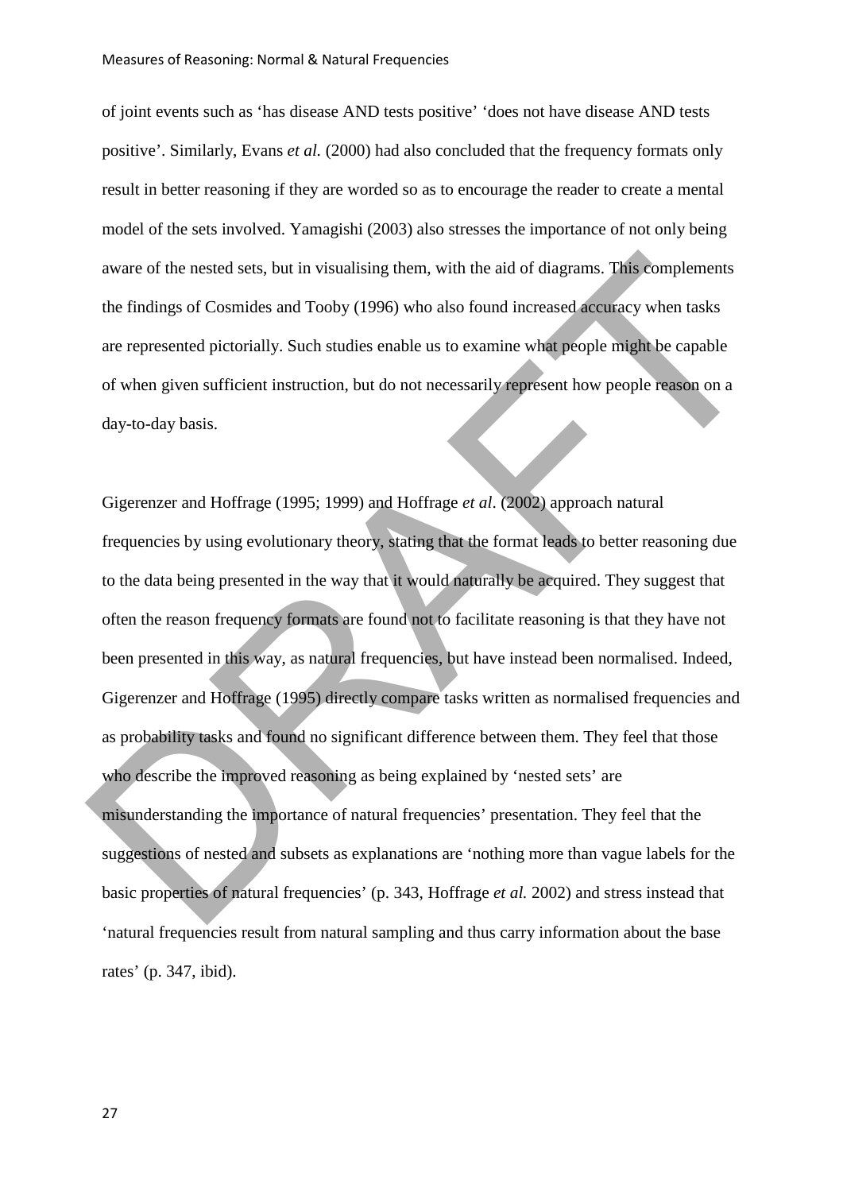of joint events such as 'has disease AND tests positive' 'does not have disease AND tests positive'. Similarly, Evans *et al.* (2000) had also concluded that the frequency formats only result in better reasoning if they are worded so as to encourage the reader to create a mental model of the sets involved. Yamagishi (2003) also stresses the importance of not only being aware of the nested sets, but in visualising them, with the aid of diagrams. This complements the findings of Cosmides and Tooby (1996) who also found increased accuracy when tasks are represented pictorially. Such studies enable us to examine what people might be capable of when given sufficient instruction, but do not necessarily represent how people reason on a day-to-day basis.

Gigerenzer and Hoffrage (1995; 1999) and Hoffrage *et al*. (2002) approach natural frequencies by using evolutionary theory, stating that the format leads to better reasoning due to the data being presented in the way that it would naturally be acquired. They suggest that often the reason frequency formats are found not to facilitate reasoning is that they have not been presented in this way, as natural frequencies, but have instead been normalised. Indeed, Gigerenzer and Hoffrage (1995) directly compare tasks written as normalised frequencies and as probability tasks and found no significant difference between them. They feel that those who describe the improved reasoning as being explained by 'nested sets' are misunderstanding the importance of natural frequencies' presentation. They feel that the suggestions of nested and subsets as explanations are 'nothing more than vague labels for the basic properties of natural frequencies' (p. 343, Hoffrage *et al.* 2002) and stress instead that 'natural frequencies result from natural sampling and thus carry information about the base rates' (p. 347, ibid).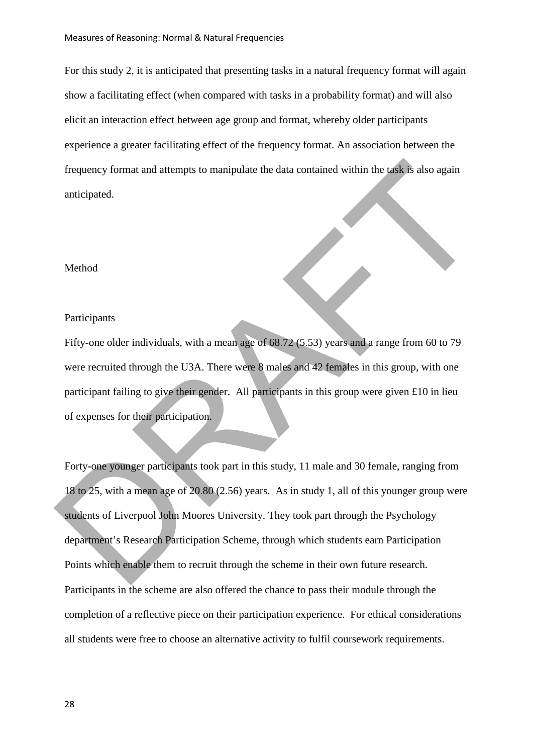For this study 2, it is anticipated that presenting tasks in a natural frequency format will again show a facilitating effect (when compared with tasks in a probability format) and will also elicit an interaction effect between age group and format, whereby older participants experience a greater facilitating effect of the frequency format. An association between the frequency format and attempts to manipulate the data contained within the task is also again anticipated.

## Method

### Participants

Fifty-one older individuals, with a mean age of 68.72 (5.53) years and a range from 60 to 79 were recruited through the U3A. There were 8 males and 42 females in this group, with one participant failing to give their gender. All participants in this group were given £10 in lieu of expenses for their participation.

Forty-one younger participants took part in this study, 11 male and 30 female, ranging from 18 to 25, with a mean age of 20.80 (2.56) years. As in study 1, all of this younger group were students of Liverpool John Moores University. They took part through the Psychology department's Research Participation Scheme, through which students earn Participation Points which enable them to recruit through the scheme in their own future research. Participants in the scheme are also offered the chance to pass their module through the completion of a reflective piece on their participation experience. For ethical considerations all students were free to choose an alternative activity to fulfil coursework requirements.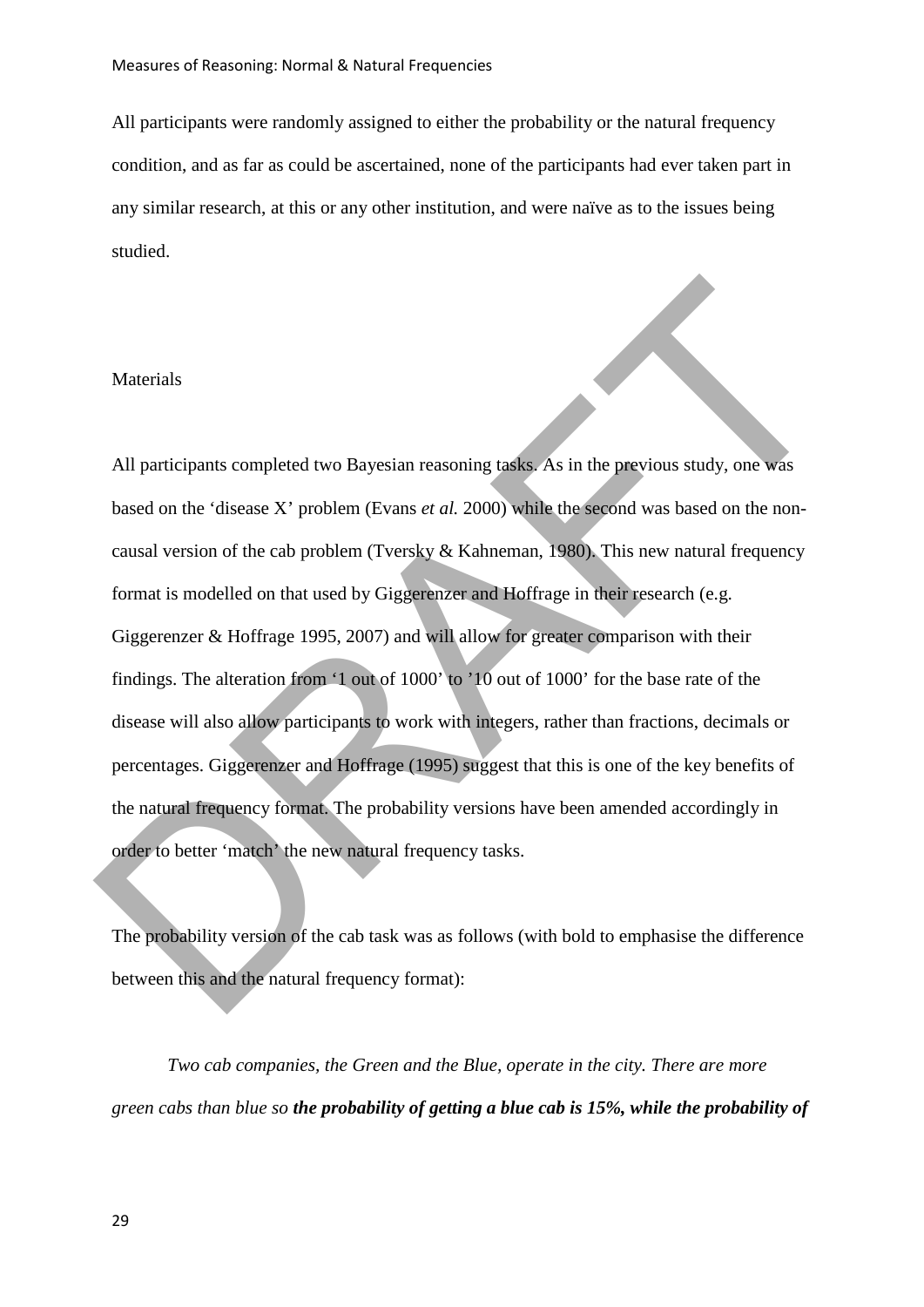All participants were randomly assigned to either the probability or the natural frequency condition, and as far as could be ascertained, none of the participants had ever taken part in any similar research, at this or any other institution, and were naïve as to the issues being studied.

Materials

All participants completed two Bayesian reasoning tasks. As in the previous study, one was based on the 'disease X' problem (Evans *et al.* 2000) while the second was based on the non-causal version of the cab problem (Tversky & Kahneman, 1980). This new natural frequency format is modelled on that used by Giggerenzer and Hoffrage in their research (e.g. Giggerenzer & Hoffrage 1995, 2007) and will allow for greater comparison with their findings. The alteration from '1 out of 1000' to '10 out of 1000' for the base rate of the disease will also allow participants to work with integers, rather than fractions, decimals or percentages. Giggerenzer and Hoffrage (1995) suggest that this is one of the key benefits of the natural frequency format. The probability versions have been amended accordingly in order to better 'match' the new natural frequency tasks.

The probability version of the cab task was as follows (with bold to emphasise the difference between this and the natural frequency format):

*Two cab companies, the Green and the Blue, operate in the city. There are more green cabs than blue so* ***the probability of getting a blue cab is 15%, while the probability of***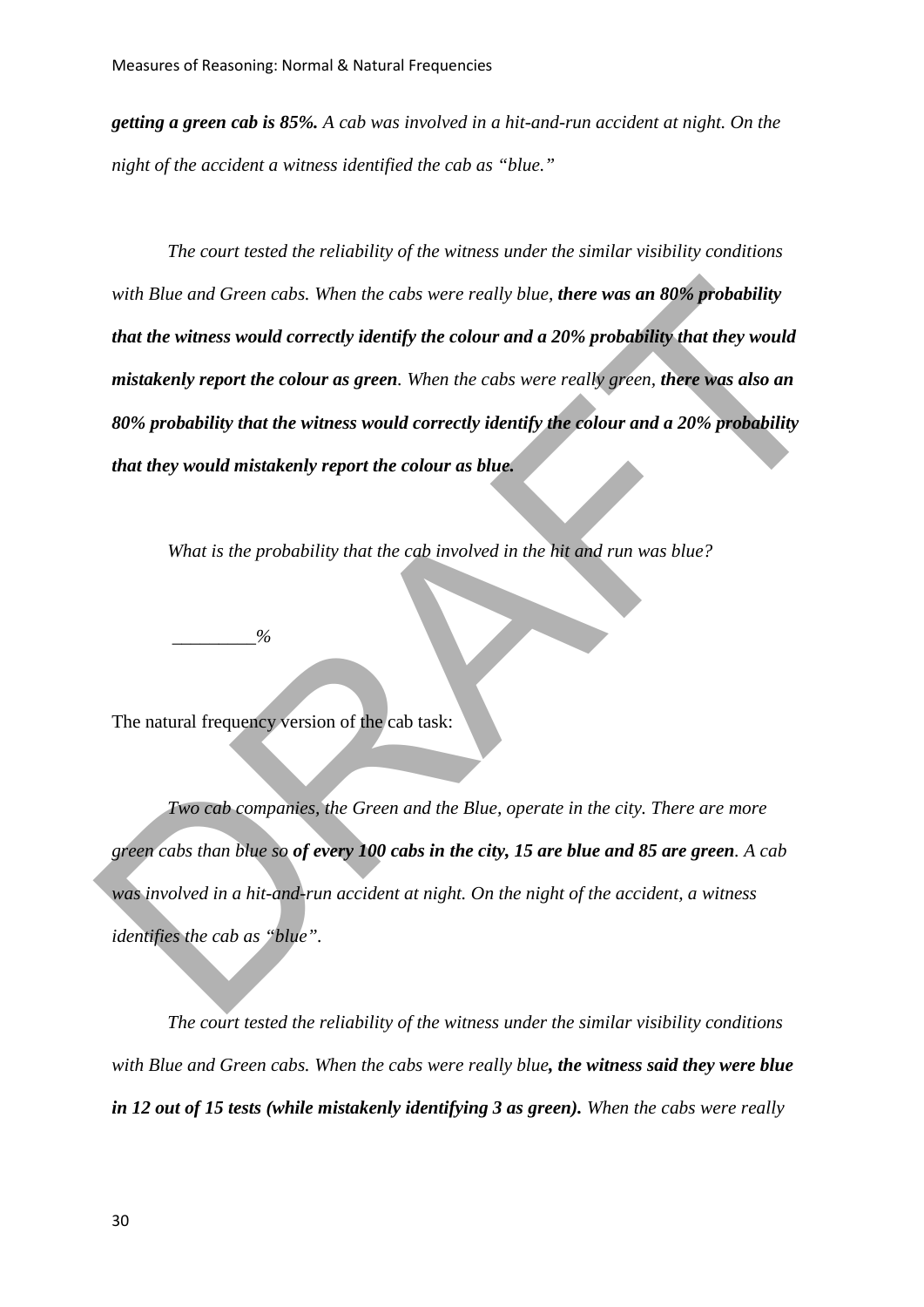***getting a green cab is 85%.*** *A cab was involved in a hit-and-run accident at night. On the night of the accident a witness identified the cab as "blue."*

*The court tested the reliability of the witness under the similar visibility conditions with Blue and Green cabs. When the cabs were really blue,* ***there was an 80% probability that the witness would correctly identify the colour and a 20% probability that they would mistakenly report the colour as green****. When the cabs were really green,* ***there was also an 80% probability that the witness would correctly identify the colour and a 20% probability that they would mistakenly report the colour as blue.***

*What is the probability that the cab involved in the hit and run was blue?*

*_________%*

The natural frequency version of the cab task:

*Two cab companies, the Green and the Blue, operate in the city. There are more green cabs than blue so* ***of every 100 cabs in the city, 15 are blue and 85 are green****. A cab was involved in a hit-and-run accident at night. On the night of the accident, a witness identifies the cab as "blue".*

*The court tested the reliability of the witness under the similar visibility conditions with Blue and Green cabs. When the cabs were really blue****, the witness said they were blue in 12 out of 15 tests (while mistakenly identifying 3 as green).*** *When the cabs were really*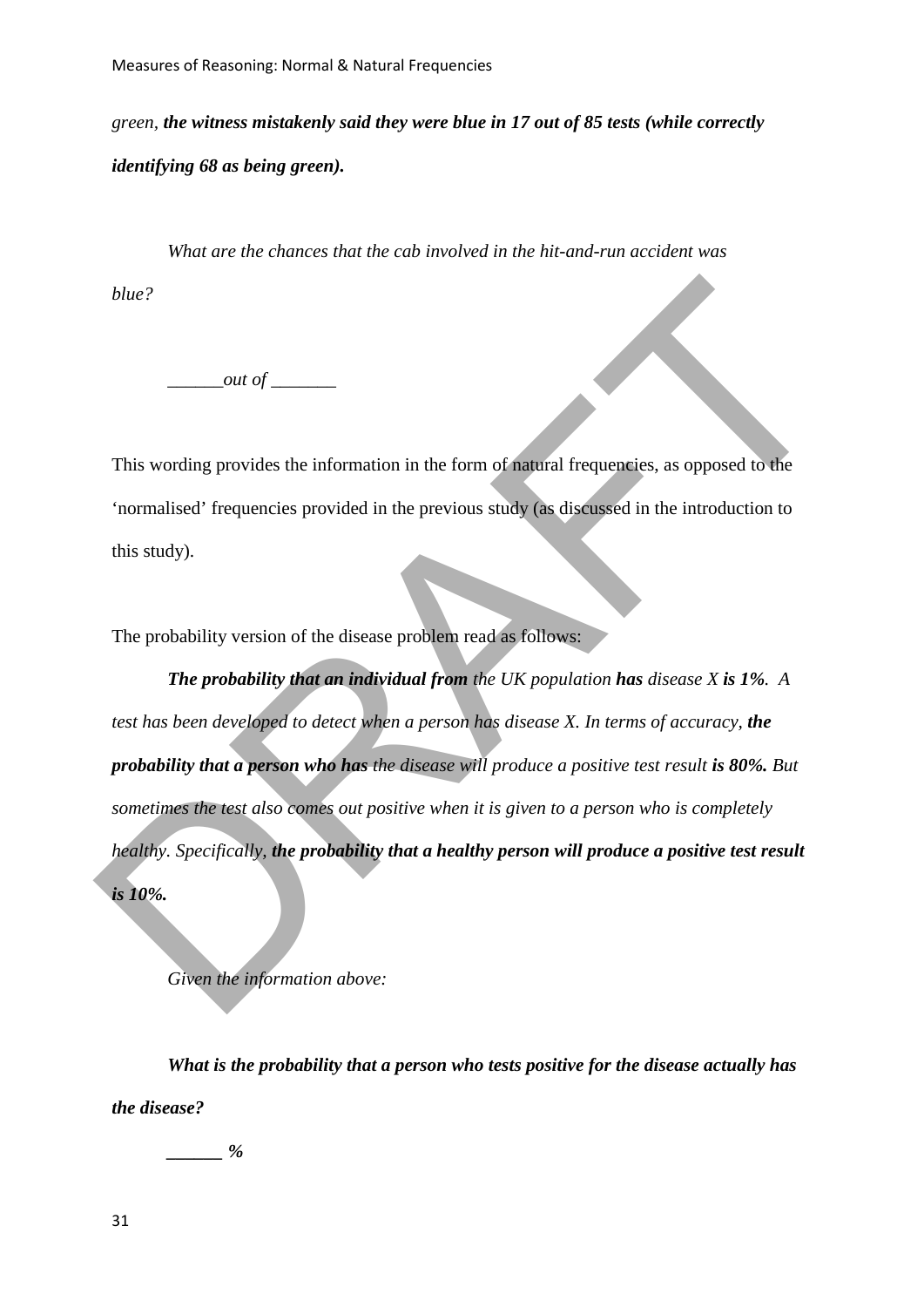*green,* ***the witness mistakenly said they were blue in 17 out of 85 tests (while correctly identifying 68 as being green).***

*What are the chances that the cab involved in the hit-and-run accident was blue?*

*______out of _______*

This wording provides the information in the form of natural frequencies, as opposed to the 'normalised' frequencies provided in the previous study (as discussed in the introduction to this study).

The probability version of the disease problem read as follows:

***The probability that an individual from*** *the UK population* ***has*** *disease X* ***is 1%.*** *A test has been developed to detect when a person has disease X. In terms of accuracy,* ***the probability that a person who has*** *the disease will produce a positive test result* ***is 80%.*** *But sometimes the test also comes out positive when it is given to a person who is completely healthy. Specifically,* ***the probability that a healthy person will produce a positive test result is 10%.***

*Given the information above:*

***What is the probability that a person who tests positive for the disease actually has the disease?***

***______ %***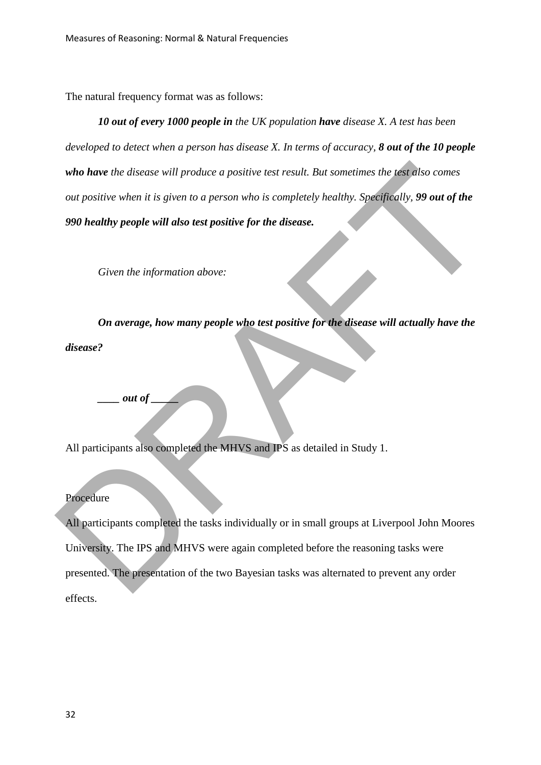The natural frequency format was as follows:

***10 out of every 1000 people in*** *the UK population* ***have*** *disease X. A test has been developed to detect when a person has disease X. In terms of accuracy,* ***8 out of the 10 people who have*** *the disease will produce a positive test result. But sometimes the test also comes out positive when it is given to a person who is completely healthy. Specifically,* ***99 out of the 990 healthy people will also test positive for the disease.***

*Given the information above:*

***On average, how many people who test positive for the disease will actually have the disease?***

***____ out of _____***

All participants also completed the MHVS and IPS as detailed in Study 1.

Procedure

All participants completed the tasks individually or in small groups at Liverpool John Moores University. The IPS and MHVS were again completed before the reasoning tasks were presented. The presentation of the two Bayesian tasks was alternated to prevent any order effects.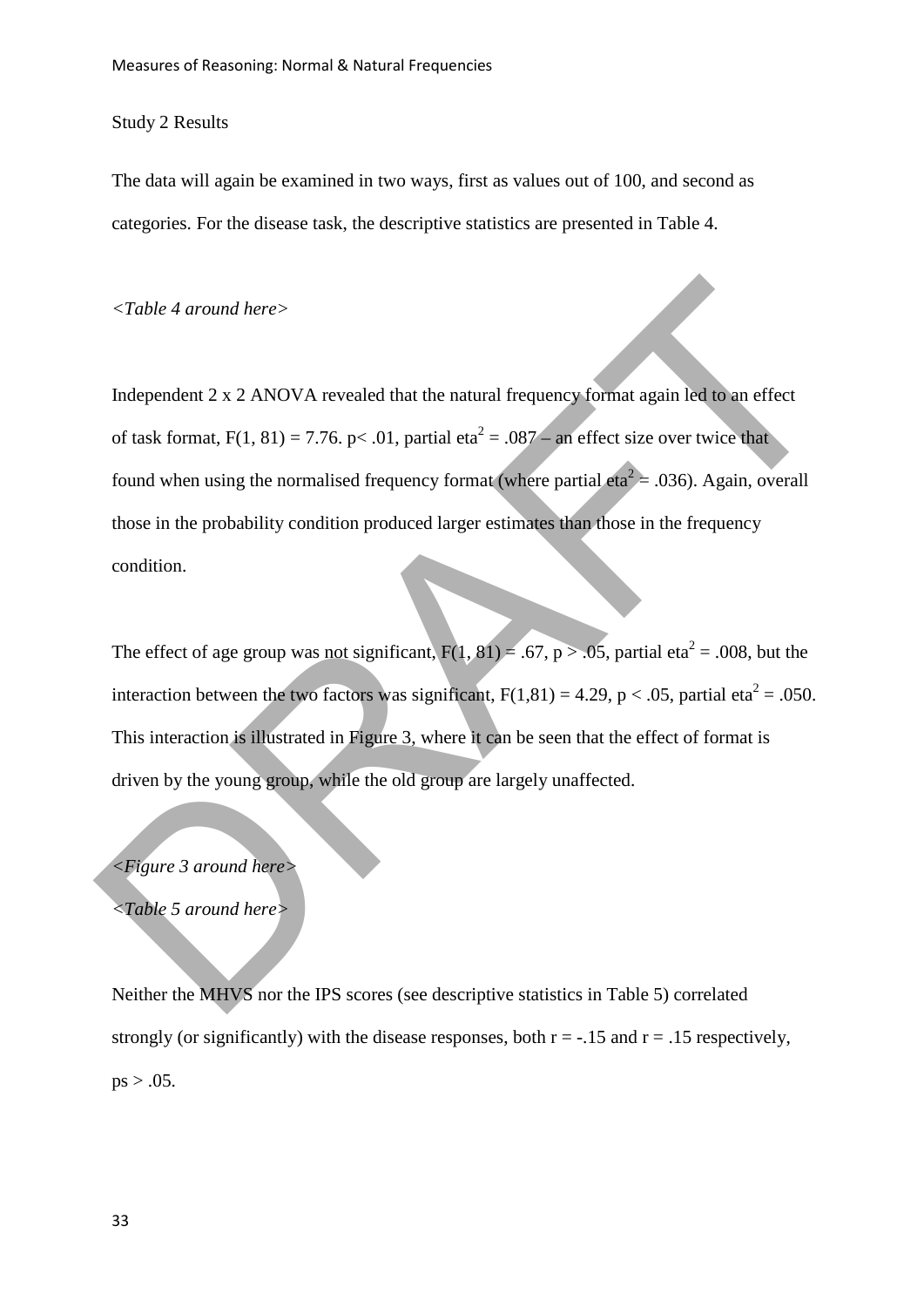Study 2 Results

The data will again be examined in two ways, first as values out of 100, and second as categories. For the disease task, the descriptive statistics are presented in Table 4.

*<Table 4 around here>*

Independent 2 x 2 ANOVA revealed that the natural frequency format again led to an effect of task format, $F(1, 81) = 7.76$. $p < .01$, partial $eta^2 = .087$ – an effect size over twice that found when using the normalised frequency format (where partial $eta^2 = .036$). Again, overall those in the probability condition produced larger estimates than those in the frequency condition.

The effect of age group was not significant, $F(1, 81) = .67$, $p > .05$, partial $eta^2 = .008$, but the interaction between the two factors was significant, $F(1,81) = 4.29$, $p < .05$, partial $eta^2 = .050$. This interaction is illustrated in Figure 3, where it can be seen that the effect of format is driven by the young group, while the old group are largely unaffected.

*<Figure 3 around here>*

*<Table 5 around here>*

Neither the MHVS nor the IPS scores (see descriptive statistics in Table 5) correlated strongly (or significantly) with the disease responses, both $r = -.15$ and $r = .15$ respectively, $ps > .05$.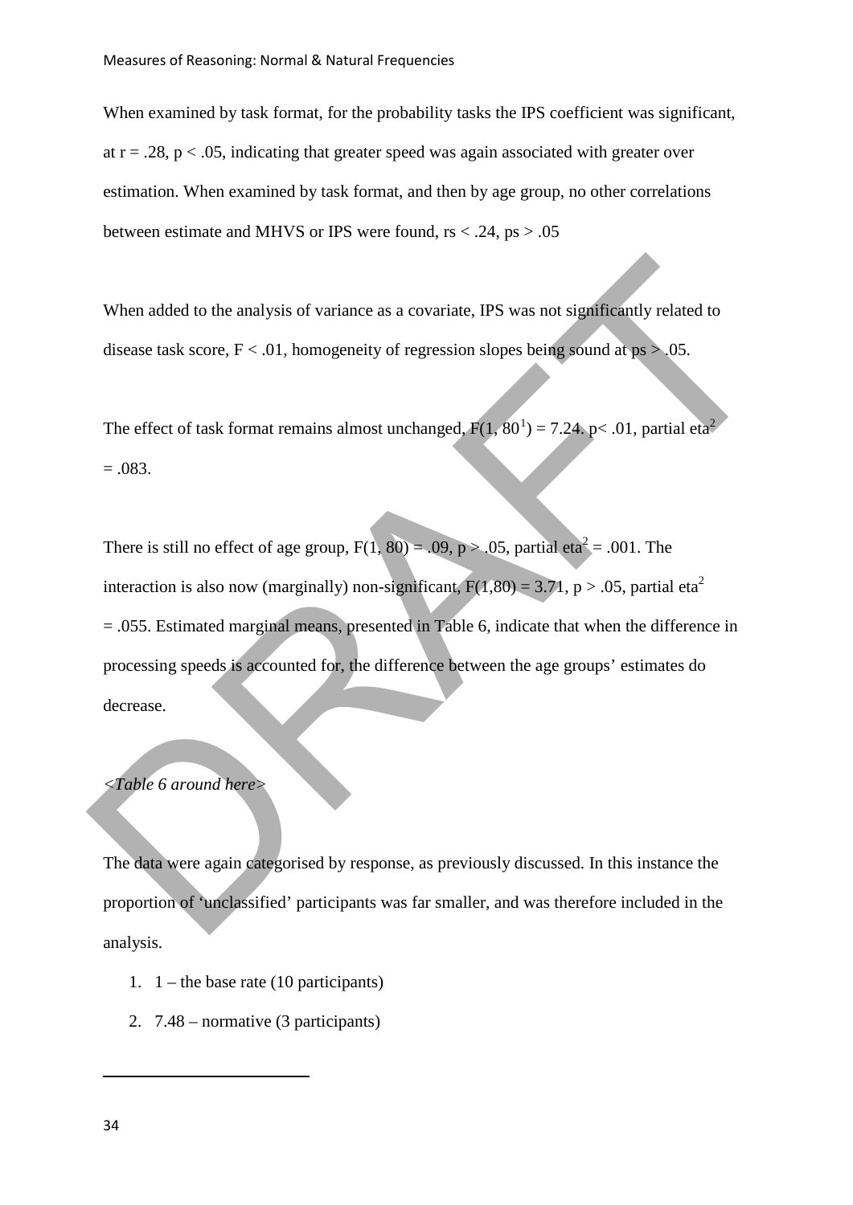When examined by task format, for the probability tasks the IPS coefficient was significant, at $r = .28$, $p < .05$, indicating that greater speed was again associated with greater over estimation. When examined by task format, and then by age group, no other correlations between estimate and MHVS or IPS were found, $rs < .24$, $ps > .05$

When added to the analysis of variance as a covariate, IPS was not significantly related to disease task score, $F < .01$, homogeneity of regression slopes being sound at $ps > .05$.

The effect of task format remains almost unchanged, $F(1, 80$[1]$) = 7.24$. $p < .01$, partial eta$^2$ $= .083$.

There is still no effect of age group, $F(1, 80) = .09$, $p > .05$, partial eta$^2 = .001$. The interaction is also now (marginally) non-significant, $F(1,80) = 3.71$, $p > .05$, partial eta$^2$ $= .055$. Estimated marginal means, presented in Table 6, indicate that when the difference in processing speeds is accounted for, the difference between the age groups' estimates do decrease.

*<Table 6 around here>*

The data were again categorised by response, as previously discussed. In this instance the proportion of 'unclassified' participants was far smaller, and was therefore included in the analysis.

1. 1 – the base rate (10 participants)
2. 7.48 – normative (3 participants)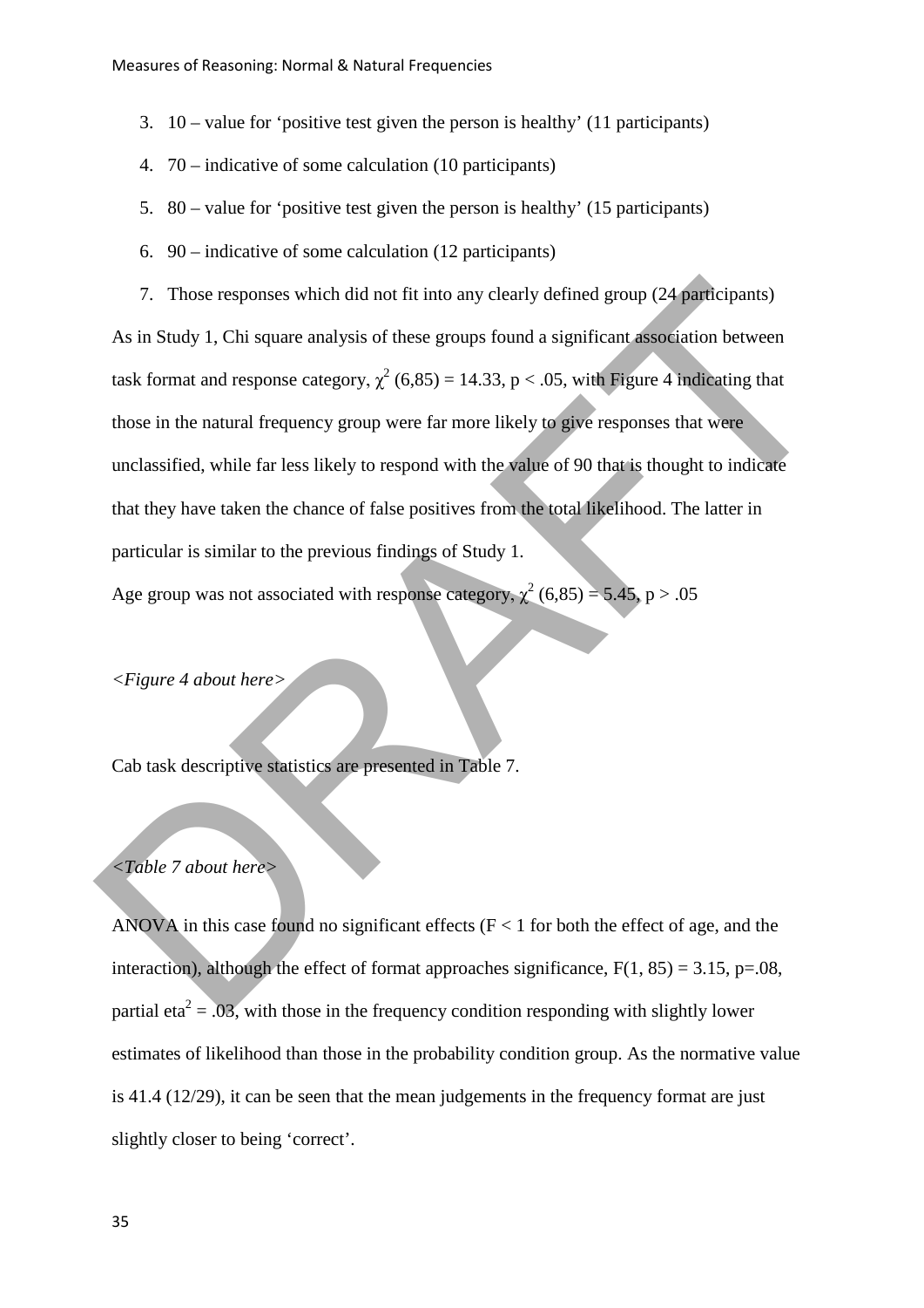3. 10 – value for ‘positive test given the person is healthy’ (11 participants)
4. 70 – indicative of some calculation (10 participants)
5. 80 – value for ‘positive test given the person is healthy’ (15 participants)
6. 90 – indicative of some calculation (12 participants)
7. Those responses which did not fit into any clearly defined group (24 participants)

As in Study 1, Chi square analysis of these groups found a significant association between task format and response category, $\chi^2$ (6,85) = 14.33, $p < .05$, with Figure 4 indicating that those in the natural frequency group were far more likely to give responses that were unclassified, while far less likely to respond with the value of 90 that is thought to indicate that they have taken the chance of false positives from the total likelihood. The latter in particular is similar to the previous findings of Study 1.

Age group was not associated with response category, $\chi^2$ (6,85) = 5.45, $p > .05$

*<Figure 4 about here>*

Cab task descriptive statistics are presented in Table 7.

*<Table 7 about here>*

ANOVA in this case found no significant effects ($F < 1$ for both the effect of age, and the interaction), although the effect of format approaches significance, $F(1, 85) = 3.15$, $p=.08$, partial eta$^2$ = .03, with those in the frequency condition responding with slightly lower estimates of likelihood than those in the probability condition group. As the normative value is 41.4 (12/29), it can be seen that the mean judgements in the frequency format are just slightly closer to being ‘correct’.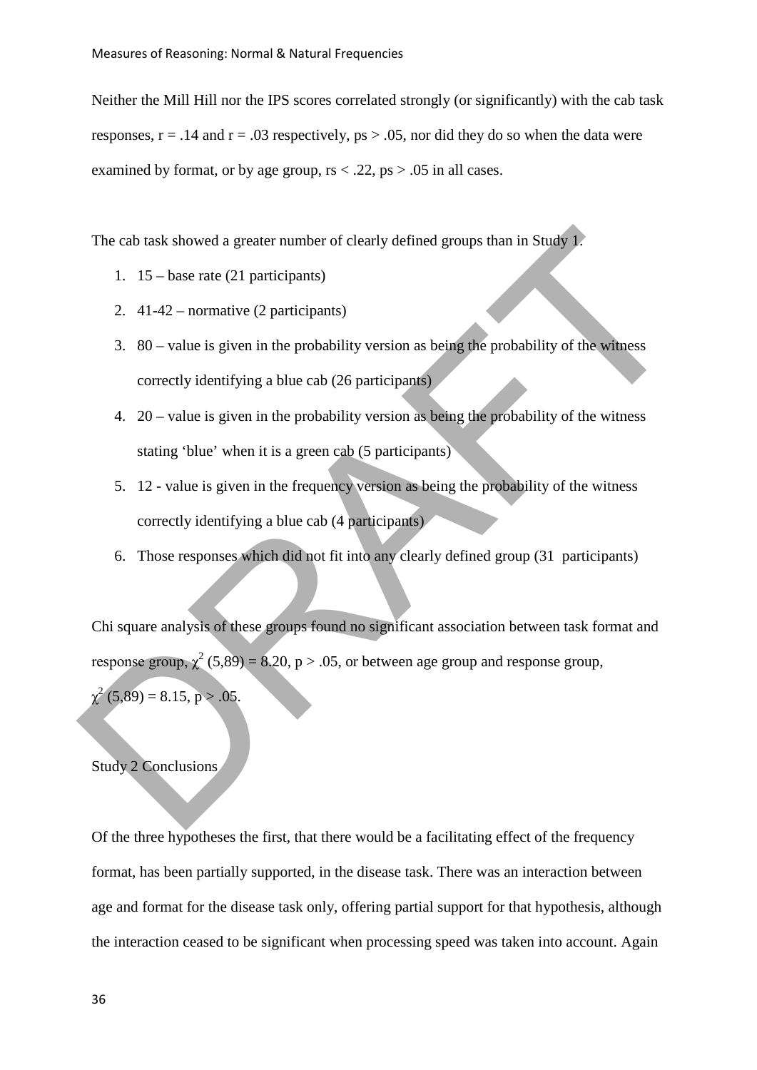Neither the Mill Hill nor the IPS scores correlated strongly (or significantly) with the cab task responses, $r = .14$ and $r = .03$ respectively, $ps > .05$, nor did they do so when the data were examined by format, or by age group, $rs < .22$, $ps > .05$ in all cases.

The cab task showed a greater number of clearly defined groups than in Study 1.

1. 15 – base rate (21 participants)
2. 41-42 – normative (2 participants)
3. 80 – value is given in the probability version as being the probability of the witness correctly identifying a blue cab (26 participants)
4. 20 – value is given in the probability version as being the probability of the witness stating 'blue' when it is a green cab (5 participants)
5. 12 - value is given in the frequency version as being the probability of the witness correctly identifying a blue cab (4 participants)
6. Those responses which did not fit into any clearly defined group (31 participants)

Chi square analysis of these groups found no significant association between task format and response group, $\chi^2 (5,89) = 8.20$, $p > .05$, or between age group and response group, $\chi^2 (5,89) = 8.15$, $p > .05$.

Study 2 Conclusions

Of the three hypotheses the first, that there would be a facilitating effect of the frequency format, has been partially supported, in the disease task. There was an interaction between age and format for the disease task only, offering partial support for that hypothesis, although the interaction ceased to be significant when processing speed was taken into account. Again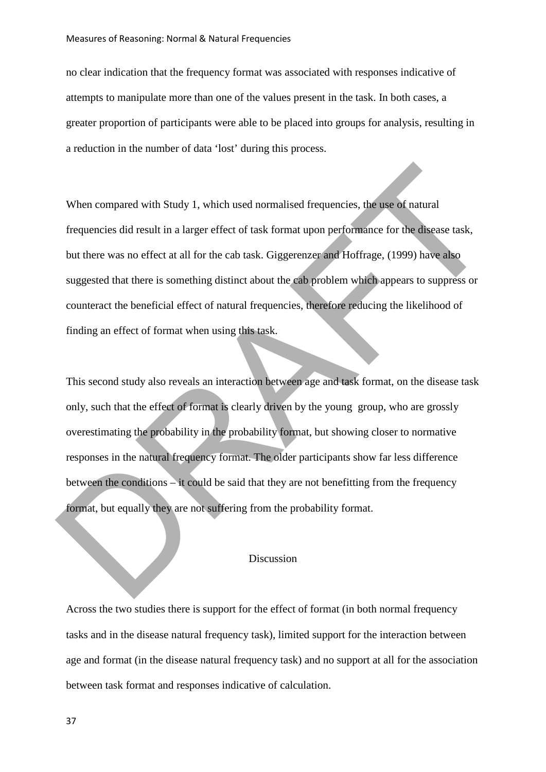no clear indication that the frequency format was associated with responses indicative of attempts to manipulate more than one of the values present in the task. In both cases, a greater proportion of participants were able to be placed into groups for analysis, resulting in a reduction in the number of data 'lost' during this process.

When compared with Study 1, which used normalised frequencies, the use of natural frequencies did result in a larger effect of task format upon performance for the disease task, but there was no effect at all for the cab task. Giggerenzer and Hoffrage, (1999) have also suggested that there is something distinct about the cab problem which appears to suppress or counteract the beneficial effect of natural frequencies, therefore reducing the likelihood of finding an effect of format when using this task.

This second study also reveals an interaction between age and task format, on the disease task only, such that the effect of format is clearly driven by the young group, who are grossly overestimating the probability in the probability format, but showing closer to normative responses in the natural frequency format. The older participants show far less difference between the conditions – it could be said that they are not benefitting from the frequency format, but equally they are not suffering from the probability format.

## Discussion

Across the two studies there is support for the effect of format (in both normal frequency tasks and in the disease natural frequency task), limited support for the interaction between age and format (in the disease natural frequency task) and no support at all for the association between task format and responses indicative of calculation.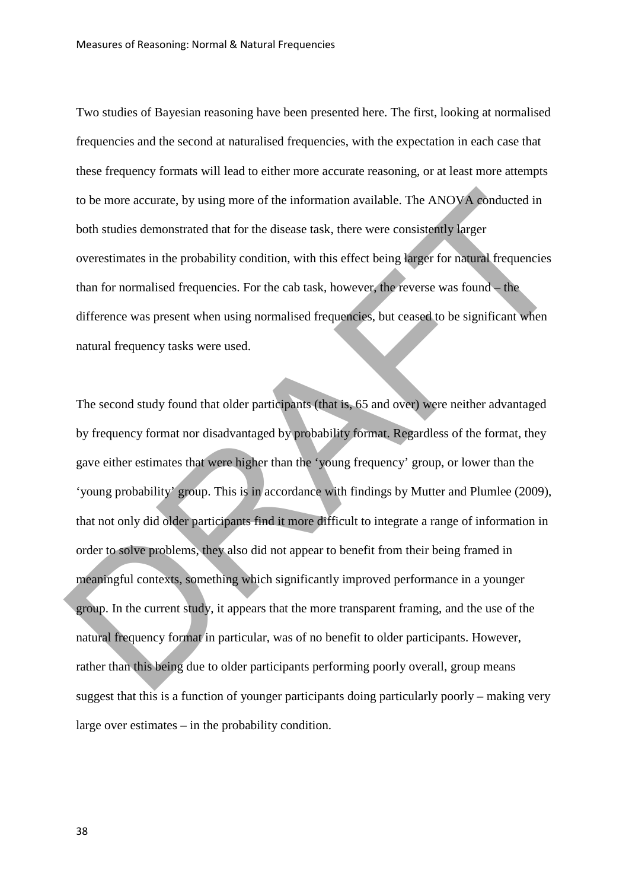Two studies of Bayesian reasoning have been presented here. The first, looking at normalised frequencies and the second at naturalised frequencies, with the expectation in each case that these frequency formats will lead to either more accurate reasoning, or at least more attempts to be more accurate, by using more of the information available. The ANOVA conducted in both studies demonstrated that for the disease task, there were consistently larger overestimates in the probability condition, with this effect being larger for natural frequencies than for normalised frequencies. For the cab task, however, the reverse was found – the difference was present when using normalised frequencies, but ceased to be significant when natural frequency tasks were used.

The second study found that older participants (that is, 65 and over) were neither advantaged by frequency format nor disadvantaged by probability format. Regardless of the format, they gave either estimates that were higher than the 'young frequency' group, or lower than the 'young probability' group. This is in accordance with findings by Mutter and Plumlee (2009), that not only did older participants find it more difficult to integrate a range of information in order to solve problems, they also did not appear to benefit from their being framed in meaningful contexts, something which significantly improved performance in a younger group. In the current study, it appears that the more transparent framing, and the use of the natural frequency format in particular, was of no benefit to older participants. However, rather than this being due to older participants performing poorly overall, group means suggest that this is a function of younger participants doing particularly poorly – making very large over estimates – in the probability condition.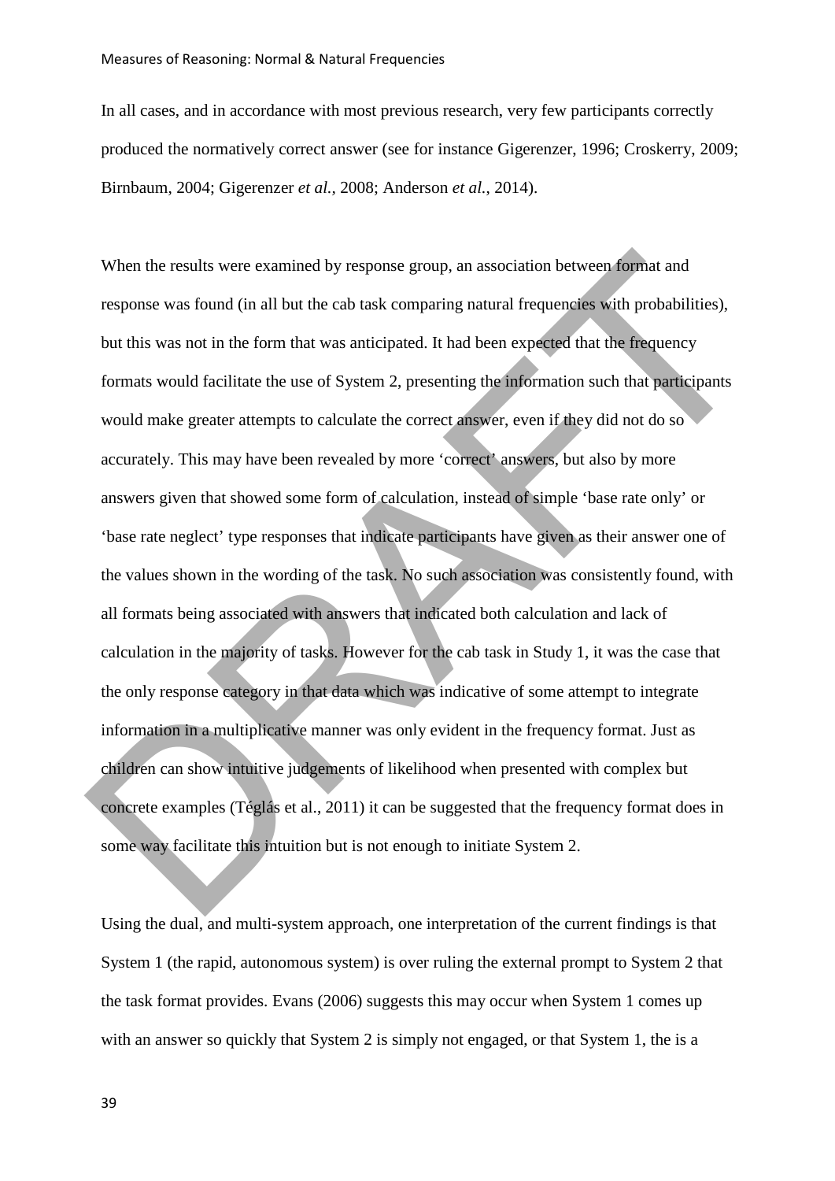In all cases, and in accordance with most previous research, very few participants correctly produced the normatively correct answer (see for instance Gigerenzer, 1996; Croskerry, 2009; Birnbaum, 2004; Gigerenzer *et al.,* 2008; Anderson *et al.*, 2014).

When the results were examined by response group, an association between format and response was found (in all but the cab task comparing natural frequencies with probabilities), but this was not in the form that was anticipated. It had been expected that the frequency formats would facilitate the use of System 2, presenting the information such that participants would make greater attempts to calculate the correct answer, even if they did not do so accurately. This may have been revealed by more 'correct' answers, but also by more answers given that showed some form of calculation, instead of simple 'base rate only' or 'base rate neglect' type responses that indicate participants have given as their answer one of the values shown in the wording of the task. No such association was consistently found, with all formats being associated with answers that indicated both calculation and lack of calculation in the majority of tasks. However for the cab task in Study 1, it was the case that the only response category in that data which was indicative of some attempt to integrate information in a multiplicative manner was only evident in the frequency format. Just as children can show intuitive judgements of likelihood when presented with complex but concrete examples (Téglás et al., 2011) it can be suggested that the frequency format does in some way facilitate this intuition but is not enough to initiate System 2.

Using the dual, and multi-system approach, one interpretation of the current findings is that System 1 (the rapid, autonomous system) is over ruling the external prompt to System 2 that the task format provides. Evans (2006) suggests this may occur when System 1 comes up with an answer so quickly that System 2 is simply not engaged, or that System 1, the is a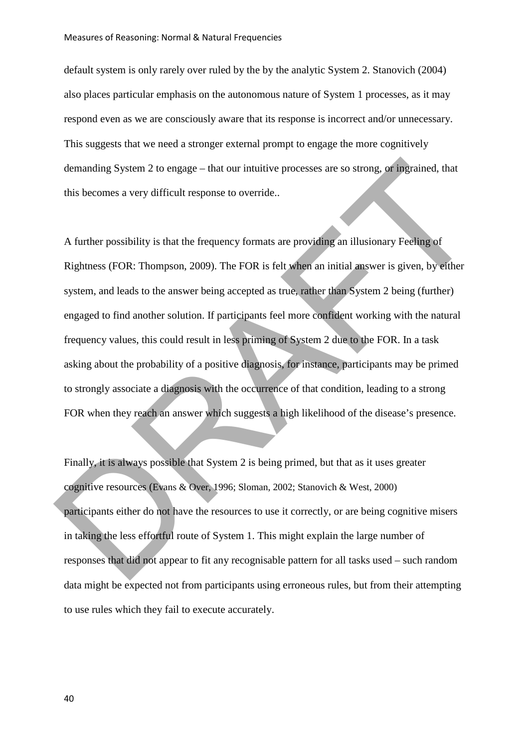default system is only rarely over ruled by the by the analytic System 2. Stanovich (2004) also places particular emphasis on the autonomous nature of System 1 processes, as it may respond even as we are consciously aware that its response is incorrect and/or unnecessary. This suggests that we need a stronger external prompt to engage the more cognitively demanding System 2 to engage – that our intuitive processes are so strong, or ingrained, that this becomes a very difficult response to override..

A further possibility is that the frequency formats are providing an illusionary Feeling of Rightness (FOR: Thompson, 2009). The FOR is felt when an initial answer is given, by either system, and leads to the answer being accepted as true, rather than System 2 being (further) engaged to find another solution. If participants feel more confident working with the natural frequency values, this could result in less priming of System 2 due to the FOR. In a task asking about the probability of a positive diagnosis, for instance, participants may be primed to strongly associate a diagnosis with the occurrence of that condition, leading to a strong FOR when they reach an answer which suggests a high likelihood of the disease's presence.

Finally, it is always possible that System 2 is being primed, but that as it uses greater cognitive resources (Evans & Over, 1996; Sloman, 2002; Stanovich & West, 2000) participants either do not have the resources to use it correctly, or are being cognitive misers in taking the less effortful route of System 1. This might explain the large number of responses that did not appear to fit any recognisable pattern for all tasks used – such random data might be expected not from participants using erroneous rules, but from their attempting to use rules which they fail to execute accurately.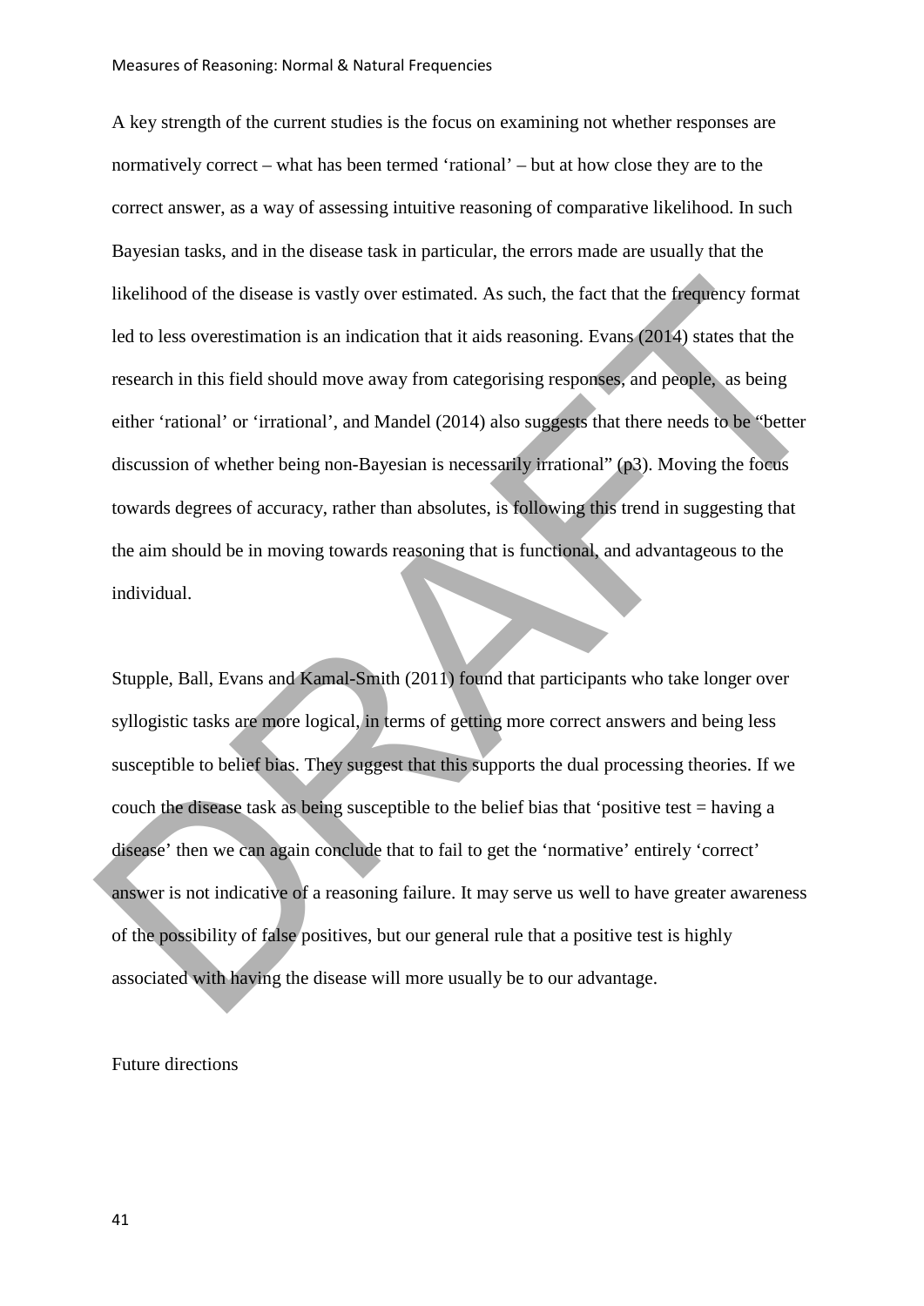A key strength of the current studies is the focus on examining not whether responses are normatively correct – what has been termed 'rational' – but at how close they are to the correct answer, as a way of assessing intuitive reasoning of comparative likelihood. In such Bayesian tasks, and in the disease task in particular, the errors made are usually that the likelihood of the disease is vastly over estimated. As such, the fact that the frequency format led to less overestimation is an indication that it aids reasoning. Evans (2014) states that the research in this field should move away from categorising responses, and people, as being either 'rational' or 'irrational', and Mandel (2014) also suggests that there needs to be "better discussion of whether being non-Bayesian is necessarily irrational" (p3). Moving the focus towards degrees of accuracy, rather than absolutes, is following this trend in suggesting that the aim should be in moving towards reasoning that is functional, and advantageous to the individual.

Stupple, Ball, Evans and Kamal-Smith (2011) found that participants who take longer over syllogistic tasks are more logical, in terms of getting more correct answers and being less susceptible to belief bias. They suggest that this supports the dual processing theories. If we couch the disease task as being susceptible to the belief bias that 'positive test = having a disease' then we can again conclude that to fail to get the 'normative' entirely 'correct' answer is not indicative of a reasoning failure. It may serve us well to have greater awareness of the possibility of false positives, but our general rule that a positive test is highly associated with having the disease will more usually be to our advantage.

## Future directions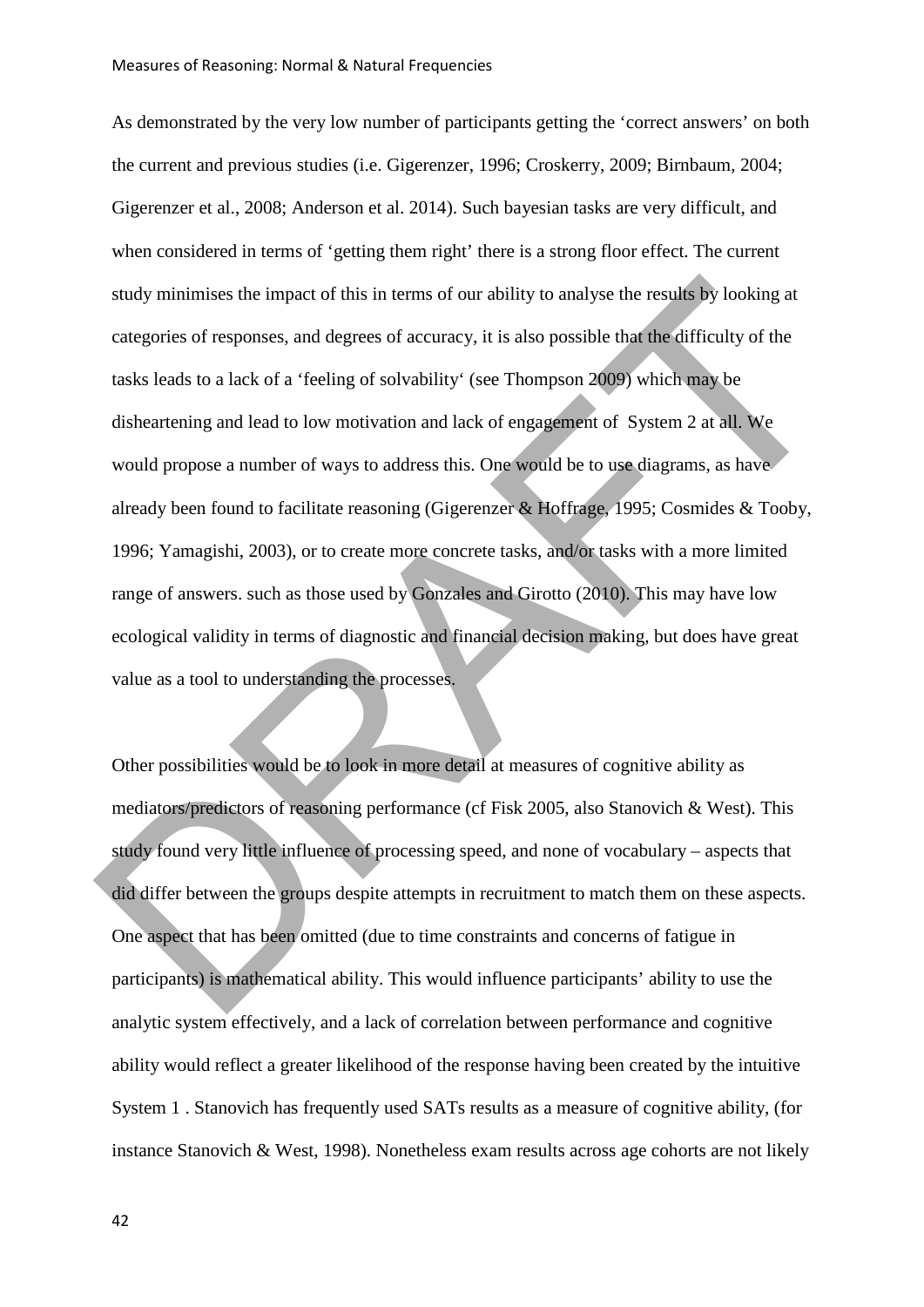As demonstrated by the very low number of participants getting the 'correct answers' on both the current and previous studies (i.e. Gigerenzer, 1996; Croskerry, 2009; Birnbaum, 2004; Gigerenzer et al., 2008; Anderson et al. 2014). Such bayesian tasks are very difficult, and when considered in terms of 'getting them right' there is a strong floor effect. The current study minimises the impact of this in terms of our ability to analyse the results by looking at categories of responses, and degrees of accuracy, it is also possible that the difficulty of the tasks leads to a lack of a 'feeling of solvability' (see Thompson 2009) which may be disheartening and lead to low motivation and lack of engagement of System 2 at all. We would propose a number of ways to address this. One would be to use diagrams, as have already been found to facilitate reasoning (Gigerenzer & Hoffrage, 1995; Cosmides & Tooby, 1996; Yamagishi, 2003), or to create more concrete tasks, and/or tasks with a more limited range of answers. such as those used by Gonzales and Girotto (2010). This may have low ecological validity in terms of diagnostic and financial decision making, but does have great value as a tool to understanding the processes.

Other possibilities would be to look in more detail at measures of cognitive ability as mediators/predictors of reasoning performance (cf Fisk 2005, also Stanovich & West). This study found very little influence of processing speed, and none of vocabulary – aspects that did differ between the groups despite attempts in recruitment to match them on these aspects. One aspect that has been omitted (due to time constraints and concerns of fatigue in participants) is mathematical ability. This would influence participants' ability to use the analytic system effectively, and a lack of correlation between performance and cognitive ability would reflect a greater likelihood of the response having been created by the intuitive System 1 . Stanovich has frequently used SATs results as a measure of cognitive ability, (for instance Stanovich & West, 1998). Nonetheless exam results across age cohorts are not likely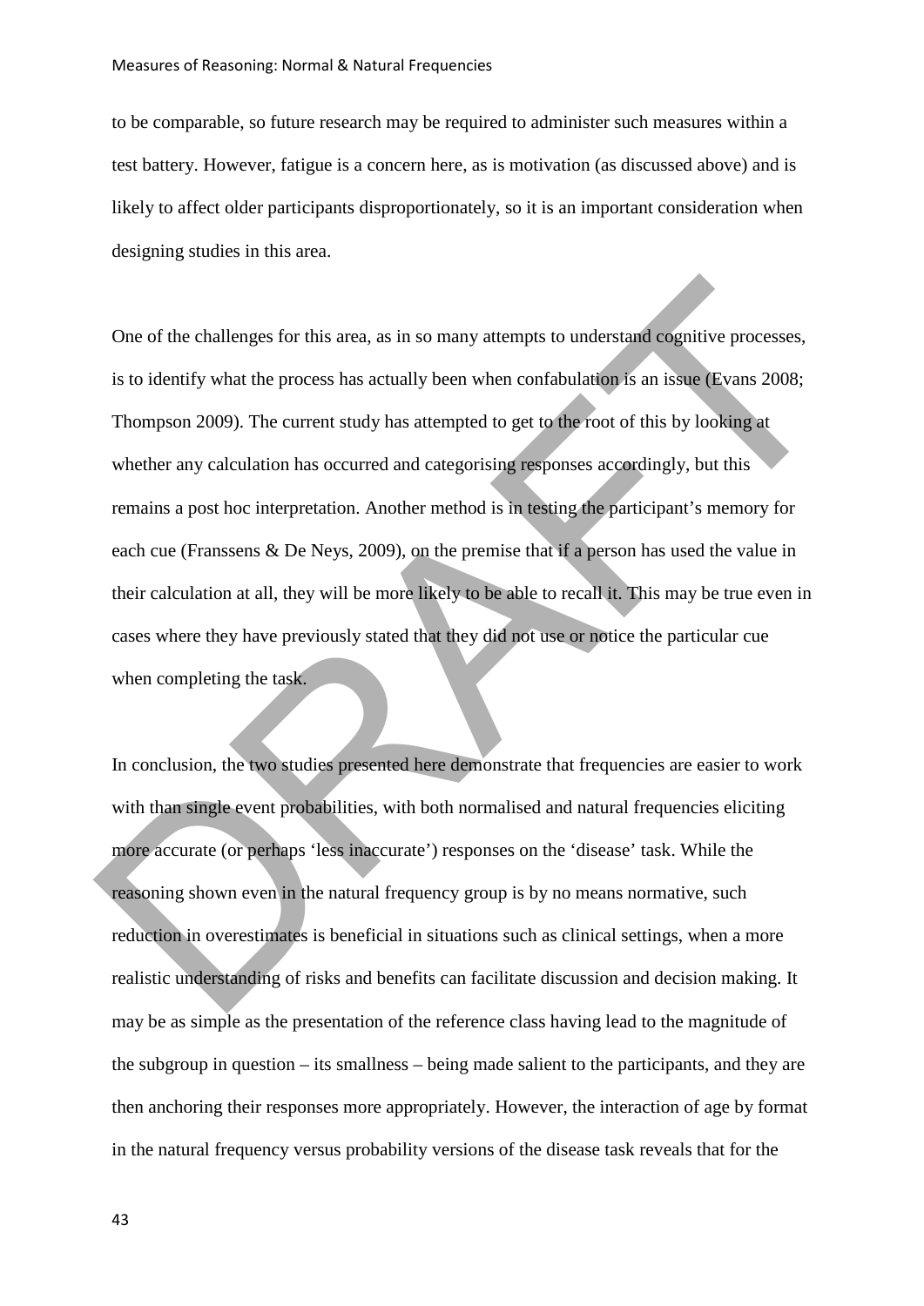to be comparable, so future research may be required to administer such measures within a test battery. However, fatigue is a concern here, as is motivation (as discussed above) and is likely to affect older participants disproportionately, so it is an important consideration when designing studies in this area.

One of the challenges for this area, as in so many attempts to understand cognitive processes, is to identify what the process has actually been when confabulation is an issue (Evans 2008; Thompson 2009). The current study has attempted to get to the root of this by looking at whether any calculation has occurred and categorising responses accordingly, but this remains a post hoc interpretation. Another method is in testing the participant's memory for each cue (Franssens & De Neys, 2009), on the premise that if a person has used the value in their calculation at all, they will be more likely to be able to recall it. This may be true even in cases where they have previously stated that they did not use or notice the particular cue when completing the task.

In conclusion, the two studies presented here demonstrate that frequencies are easier to work with than single event probabilities, with both normalised and natural frequencies eliciting more accurate (or perhaps 'less inaccurate') responses on the 'disease' task. While the reasoning shown even in the natural frequency group is by no means normative, such reduction in overestimates is beneficial in situations such as clinical settings, when a more realistic understanding of risks and benefits can facilitate discussion and decision making. It may be as simple as the presentation of the reference class having lead to the magnitude of the subgroup in question – its smallness – being made salient to the participants, and they are then anchoring their responses more appropriately. However, the interaction of age by format in the natural frequency versus probability versions of the disease task reveals that for the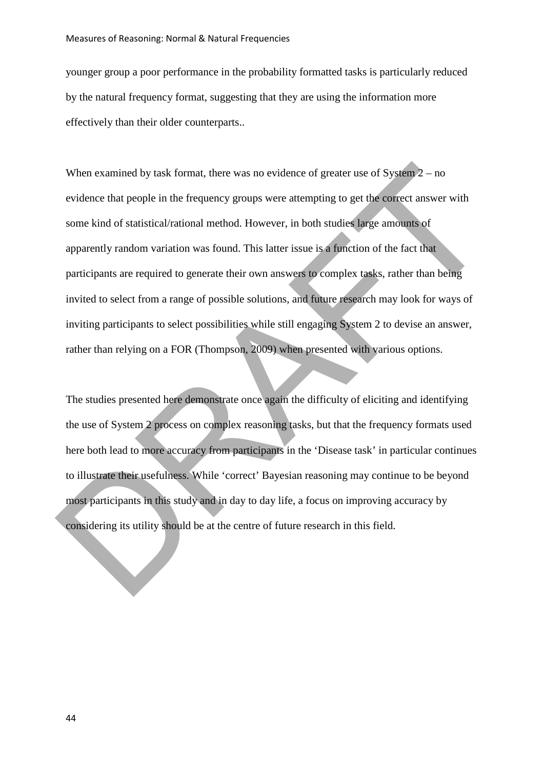younger group a poor performance in the probability formatted tasks is particularly reduced by the natural frequency format, suggesting that they are using the information more effectively than their older counterparts..

When examined by task format, there was no evidence of greater use of System 2 – no evidence that people in the frequency groups were attempting to get the correct answer with some kind of statistical/rational method. However, in both studies large amounts of apparently random variation was found. This latter issue is a function of the fact that participants are required to generate their own answers to complex tasks, rather than being invited to select from a range of possible solutions, and future research may look for ways of inviting participants to select possibilities while still engaging System 2 to devise an answer, rather than relying on a FOR (Thompson, 2009) when presented with various options.

The studies presented here demonstrate once again the difficulty of eliciting and identifying the use of System 2 process on complex reasoning tasks, but that the frequency formats used here both lead to more accuracy from participants in the 'Disease task' in particular continues to illustrate their usefulness. While 'correct' Bayesian reasoning may continue to be beyond most participants in this study and in day to day life, a focus on improving accuracy by considering its utility should be at the centre of future research in this field.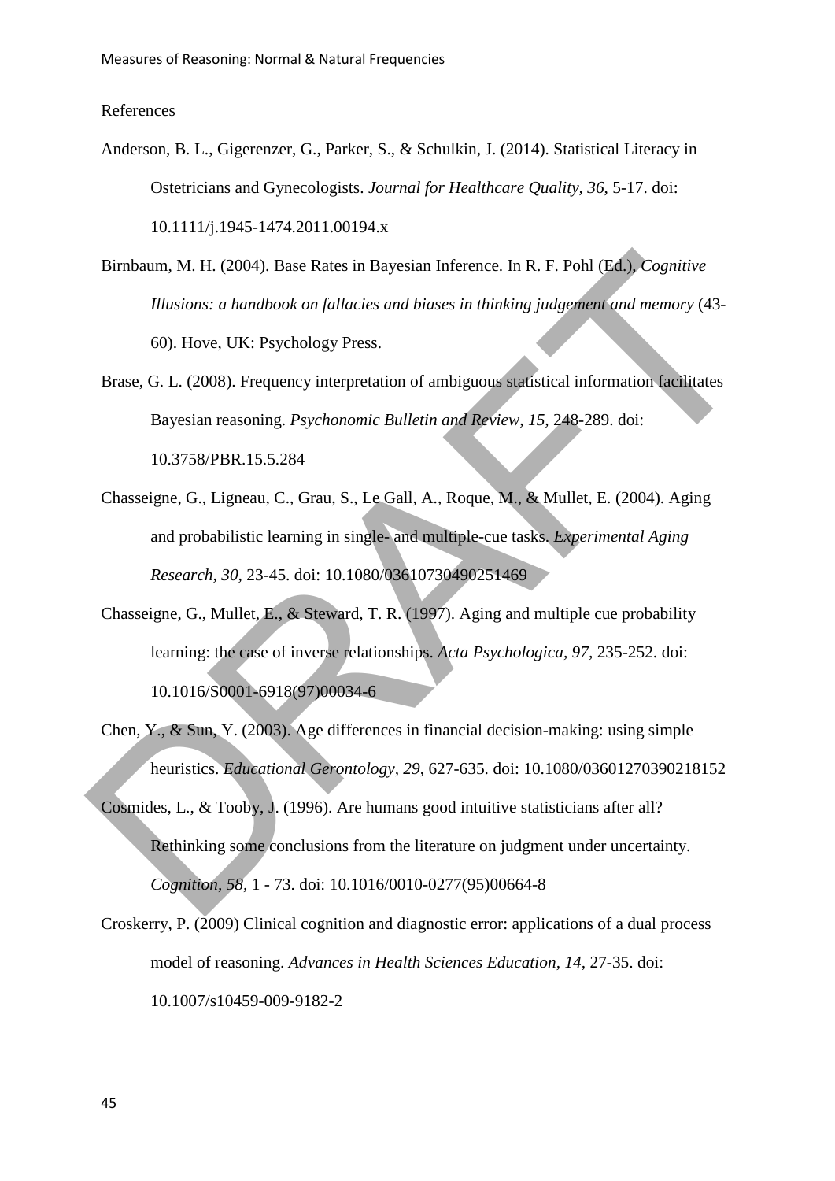References

Anderson, B. L., Gigerenzer, G., Parker, S., & Schulkin, J. (2014). Statistical Literacy in Ostetricians and Gynecologists. *Journal for Healthcare Quality, 36*, 5-17. doi: 10.1111/j.1945-1474.2011.00194.x

Birnbaum, M. H. (2004). Base Rates in Bayesian Inference. In R. F. Pohl (Ed.), *Cognitive Illusions: a handbook on fallacies and biases in thinking judgement and memory* (43-60). Hove, UK: Psychology Press.

Brase, G. L. (2008). Frequency interpretation of ambiguous statistical information facilitates Bayesian reasoning. *Psychonomic Bulletin and Review, 15*, 248-289. doi: 10.3758/PBR.15.5.284

Chasseigne, G., Ligneau, C., Grau, S., Le Gall, A., Roque, M., & Mullet, E. (2004). Aging and probabilistic learning in single- and multiple-cue tasks. *Experimental Aging Research, 30*, 23-45. doi: 10.1080/03610730490251469

Chasseigne, G., Mullet, E., & Steward, T. R. (1997). Aging and multiple cue probability learning: the case of inverse relationships. *Acta Psychologica, 97*, 235-252. doi: 10.1016/S0001-6918(97)00034-6

Chen, Y., & Sun, Y. (2003). Age differences in financial decision-making: using simple heuristics. *Educational Gerontology, 29*, 627-635. doi: 10.1080/03601270390218152

Cosmides, L., & Tooby, J. (1996). Are humans good intuitive statisticians after all? Rethinking some conclusions from the literature on judgment under uncertainty. *Cognition, 58*, 1 - 73. doi: 10.1016/0010-0277(95)00664-8

Croskerry, P. (2009) Clinical cognition and diagnostic error: applications of a dual process model of reasoning. *Advances in Health Sciences Education, 14*, 27-35. doi: 10.1007/s10459-009-9182-2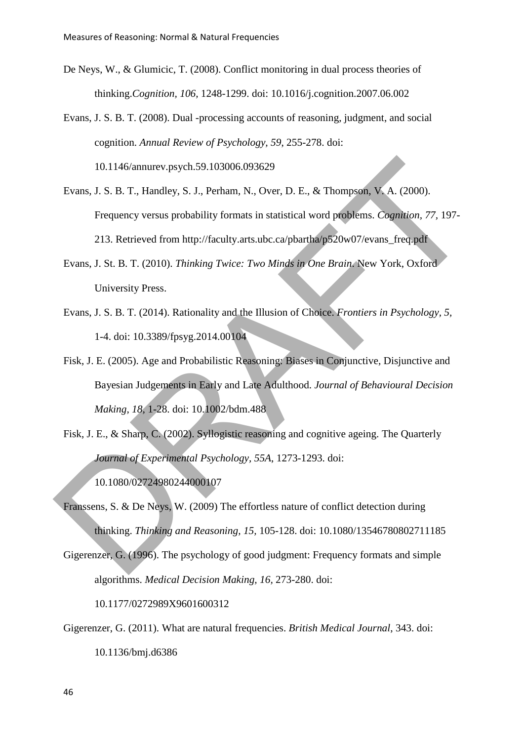De Neys, W., & Glumicic, T. (2008). Conflict monitoring in dual process theories of thinking.*Cognition, 106,* 1248-1299. doi: 10.1016/j.cognition.2007.06.002

Evans, J. S. B. T. (2008). Dual -processing accounts of reasoning, judgment, and social cognition. *Annual Review of Psychology, 59*, 255-278. doi: 10.1146/annurev.psych.59.103006.093629

Evans, J. S. B. T., Handley, S. J., Perham, N., Over, D. E., & Thompson, V. A. (2000). Frequency versus probability formats in statistical word problems. *Cognition*, *77*, 197-213. Retrieved from http://faculty.arts.ubc.ca/pbartha/p520w07/evans_freq.pdf

Evans, J. St. B. T. (2010). *Thinking Twice: Two Minds in One Brain.* New York, Oxford University Press.

Evans, J. S. B. T. (2014). Rationality and the Illusion of Choice. *Frontiers in Psychology, 5,* 1-4. doi: 10.3389/fpsyg.2014.00104

Fisk, J. E. (2005). Age and Probabilistic Reasoning: Biases in Conjunctive, Disjunctive and Bayesian Judgements in Early and Late Adulthood. *Journal of Behavioural Decision Making, 18*, 1-28. doi: 10.1002/bdm.488

Fisk, J. E., & Sharp, C. (2002). Syllogistic reasoning and cognitive ageing. The Quarterly *Journal of Experimental Psychology, 55A*, 1273-1293. doi: 10.1080/02724980244000107

Franssens, S. & De Neys, W. (2009) The effortless nature of conflict detection during thinking. *Thinking and Reasoning, 15,* 105-128. doi: 10.1080/13546780802711185

Gigerenzer, G. (1996). The psychology of good judgment: Frequency formats and simple algorithms. *Medical Decision Making, 16,* 273-280. doi: 10.1177/0272989X9601600312

Gigerenzer, G. (2011). What are natural frequencies. *British Medical Journal*, 343. doi: 10.1136/bmj.d6386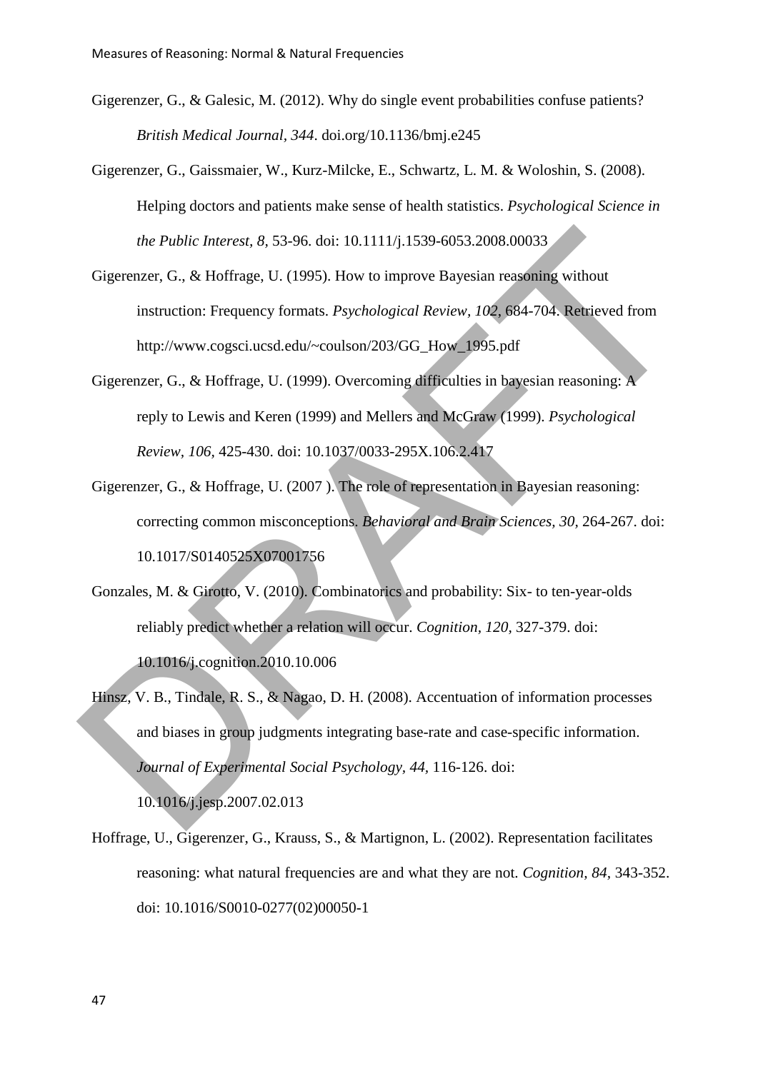Gigerenzer, G., & Galesic, M. (2012). Why do single event probabilities confuse patients? *British Medical Journal, 344*. doi.org/10.1136/bmj.e245

Gigerenzer, G., Gaissmaier, W., Kurz-Milcke, E., Schwartz, L. M. & Woloshin, S. (2008). Helping doctors and patients make sense of health statistics. *Psychological Science in the Public Interest, 8*, 53-96. doi: 10.1111/j.1539-6053.2008.00033

Gigerenzer, G., & Hoffrage, U. (1995). How to improve Bayesian reasoning without instruction: Frequency formats. *Psychological Review, 102*, 684-704. Retrieved from http://www.cogsci.ucsd.edu/~coulson/203/GG_How_1995.pdf

Gigerenzer, G., & Hoffrage, U. (1999). Overcoming difficulties in bayesian reasoning: A reply to Lewis and Keren (1999) and Mellers and McGraw (1999). *Psychological Review, 106*, 425-430. doi: 10.1037/0033-295X.106.2.417

Gigerenzer, G., & Hoffrage, U. (2007 ). The role of representation in Bayesian reasoning: correcting common misconceptions. *Behavioral and Brain Sciences, 30*, 264-267. doi: 10.1017/S0140525X07001756

Gonzales, M. & Girotto, V. (2010). Combinatorics and probability: Six- to ten-year-olds reliably predict whether a relation will occur. *Cognition, 120*, 327-379. doi: 10.1016/j.cognition.2010.10.006

Hinsz, V. B., Tindale, R. S., & Nagao, D. H. (2008). Accentuation of information processes and biases in group judgments integrating base-rate and case-specific information. *Journal of Experimental Social Psychology, 44*, 116-126. doi: 10.1016/j.jesp.2007.02.013

Hoffrage, U., Gigerenzer, G., Krauss, S., & Martignon, L. (2002). Representation facilitates reasoning: what natural frequencies are and what they are not. *Cognition, 84*, 343-352. doi: 10.1016/S0010-0277(02)00050-1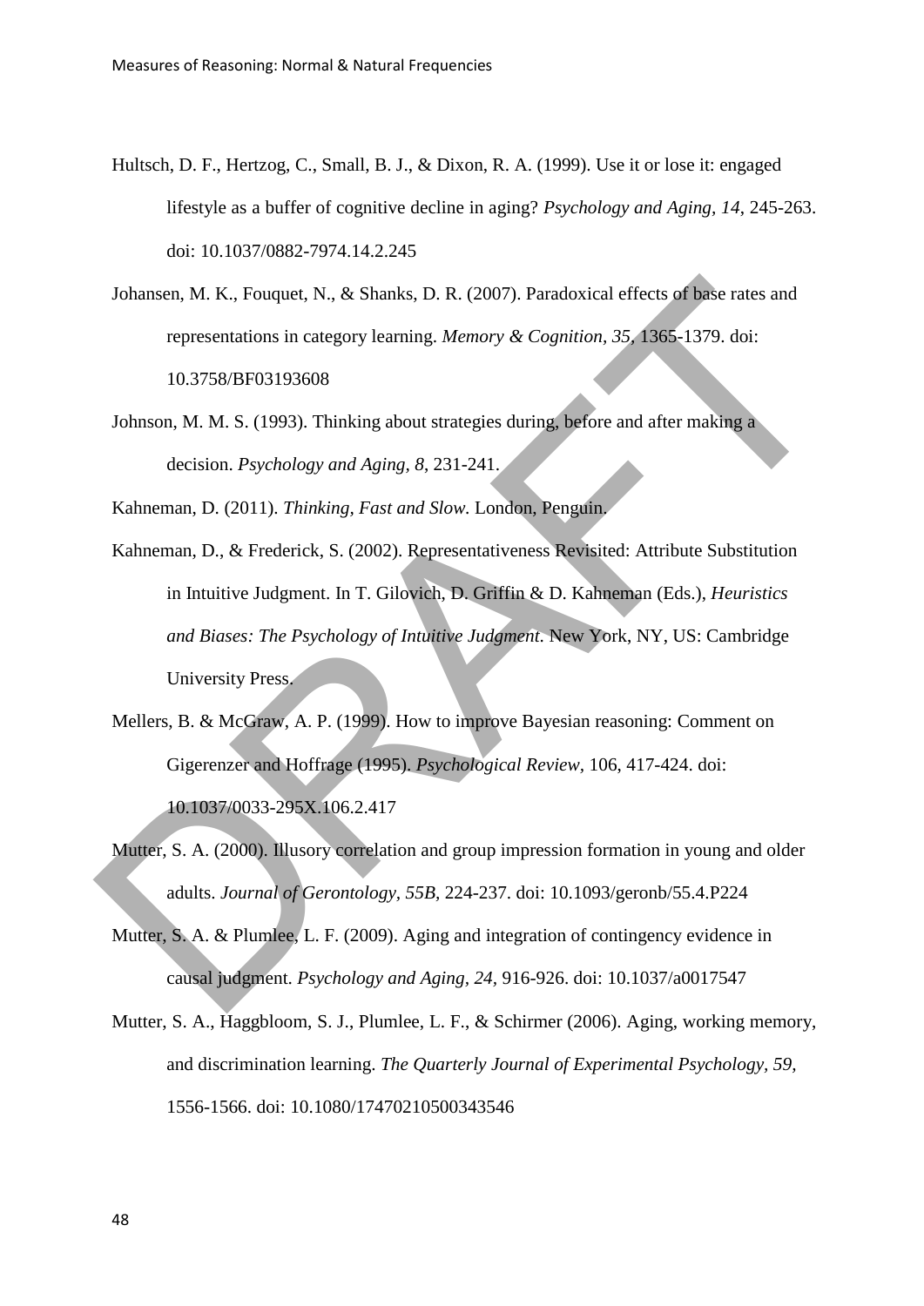Hultsch, D. F., Hertzog, C., Small, B. J., & Dixon, R. A. (1999). Use it or lose it: engaged lifestyle as a buffer of cognitive decline in aging? *Psychology and Aging, 14*, 245-263. doi: 10.1037/0882-7974.14.2.245

Johansen, M. K., Fouquet, N., & Shanks, D. R. (2007). Paradoxical effects of base rates and representations in category learning. *Memory & Cognition, 35*, 1365-1379. doi: 10.3758/BF03193608

Johnson, M. M. S. (1993). Thinking about strategies during, before and after making a decision. *Psychology and Aging, 8*, 231-241.

Kahneman, D. (2011). *Thinking, Fast and Slow.* London, Penguin.

Kahneman, D., & Frederick, S. (2002). Representativeness Revisited: Attribute Substitution in Intuitive Judgment. In T. Gilovich, D. Griffin & D. Kahneman (Eds.), *Heuristics and Biases: The Psychology of Intuitive Judgment.* New York, NY, US: Cambridge University Press.

Mellers, B. & McGraw, A. P. (1999). How to improve Bayesian reasoning: Comment on Gigerenzer and Hoffrage (1995). *Psychological Review*, 106, 417-424. doi: 10.1037/0033-295X.106.2.417

Mutter, S. A. (2000). Illusory correlation and group impression formation in young and older adults. *Journal of Gerontology, 55B*, 224-237. doi: 10.1093/geronb/55.4.P224

Mutter, S. A. & Plumlee, L. F. (2009). Aging and integration of contingency evidence in causal judgment. *Psychology and Aging, 24*, 916-926. doi: 10.1037/a0017547

Mutter, S. A., Haggbloom, S. J., Plumlee, L. F., & Schirmer (2006). Aging, working memory, and discrimination learning. *The Quarterly Journal of Experimental Psychology, 59*, 1556-1566. doi: 10.1080/17470210500343546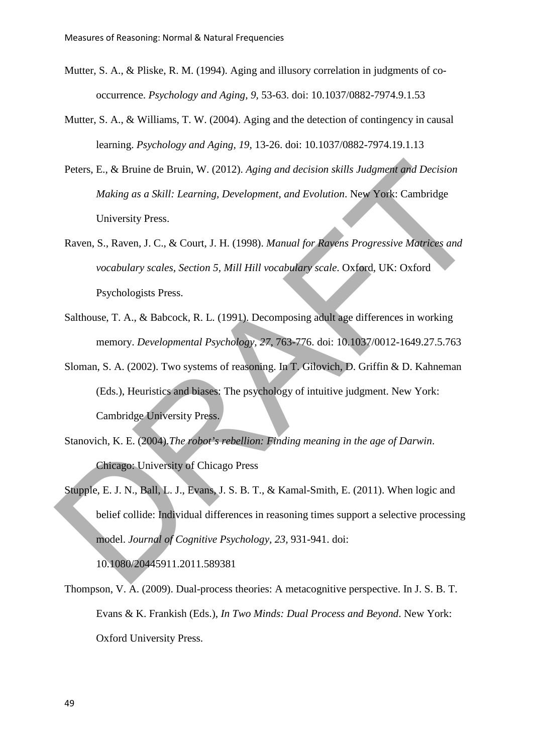Mutter, S. A., & Pliske, R. M. (1994). Aging and illusory correlation in judgments of co-occurrence. *Psychology and Aging, 9,* 53-63. doi: 10.1037/0882-7974.9.1.53

Mutter, S. A., & Williams, T. W. (2004). Aging and the detection of contingency in causal learning. *Psychology and Aging, 19,* 13-26. doi: 10.1037/0882-7974.19.1.13

Peters, E., & Bruine de Bruin, W. (2012). *Aging and decision skills Judgment and Decision Making as a Skill: Learning, Development, and Evolution*. New York: Cambridge University Press.

Raven, S., Raven, J. C., & Court, J. H. (1998). *Manual for Ravens Progressive Matrices and vocabulary scales, Section 5, Mill Hill vocabulary scale*. Oxford, UK: Oxford Psychologists Press.

Salthouse, T. A., & Babcock, R. L. (1991). Decomposing adult age differences in working memory. *Developmental Psychology, 27,* 763-776. doi: 10.1037/0012-1649.27.5.763

Sloman, S. A. (2002). Two systems of reasoning. In T. Gilovich, D. Griffin & D. Kahneman (Eds.), Heuristics and biases: The psychology of intuitive judgment. New York: Cambridge University Press.

Stanovich, K. E. (2004).*The robot's rebellion: Finding meaning in the age of Darwin*. Chicago: University of Chicago Press

Stupple, E. J. N., Ball, L. J., Evans, J. S. B. T., & Kamal-Smith, E. (2011). When logic and belief collide: Individual differences in reasoning times support a selective processing model. *Journal of Cognitive Psychology, 23,* 931-941. doi: 10.1080/20445911.2011.589381

Thompson, V. A. (2009). Dual-process theories: A metacognitive perspective. In J. S. B. T. Evans & K. Frankish (Eds.), *In Two Minds: Dual Process and Beyond*. New York: Oxford University Press.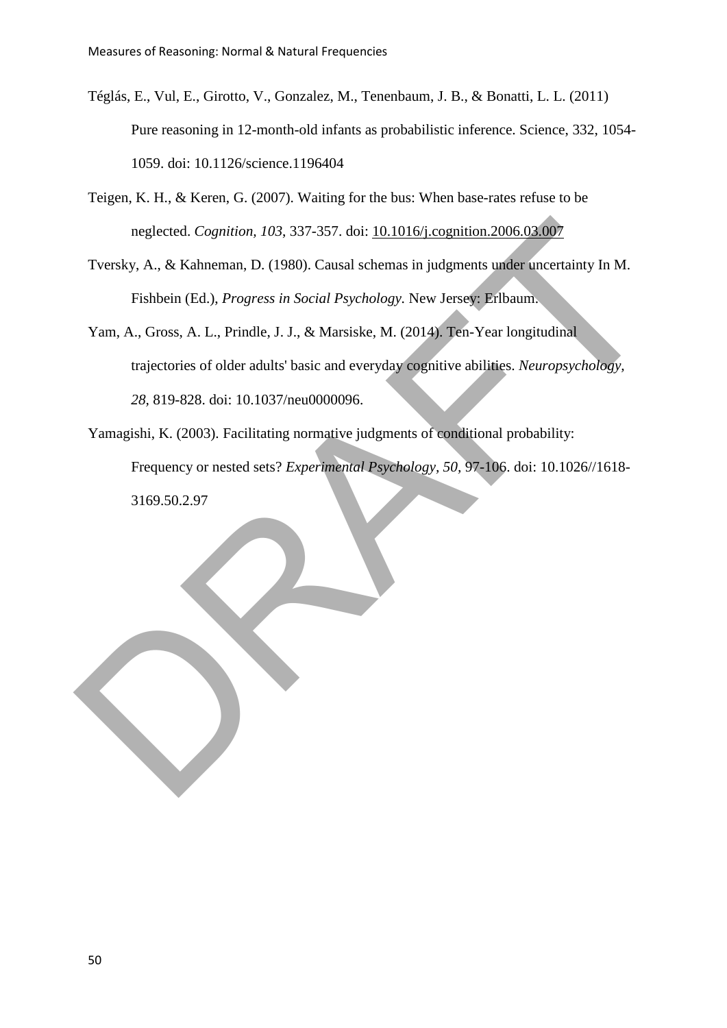Téglás, E., Vul, E., Girotto, V., Gonzalez, M., Tenenbaum, J. B., & Bonatti, L. L. (2011) Pure reasoning in 12-month-old infants as probabilistic inference. Science, 332, 1054-1059. doi: 10.1126/science.1196404

Teigen, K. H., & Keren, G. (2007). Waiting for the bus: When base-rates refuse to be neglected. *Cognition, 103*, 337-357. doi: 10.1016/j.cognition.2006.03.007

Tversky, A., & Kahneman, D. (1980). Causal schemas in judgments under uncertainty In M. Fishbein (Ed.), *Progress in Social Psychology.* New Jersey: Erlbaum.

Yam, A., Gross, A. L., Prindle, J. J., & Marsiske, M. (2014). Ten-Year longitudinal trajectories of older adults' basic and everyday cognitive abilities. *Neuropsychology, 28*, 819-828. doi: 10.1037/neu0000096.

Yamagishi, K. (2003). Facilitating normative judgments of conditional probability: Frequency or nested sets? *Experimental Psychology, 50*, 97-106. doi: 10.1026//1618-3169.50.2.97